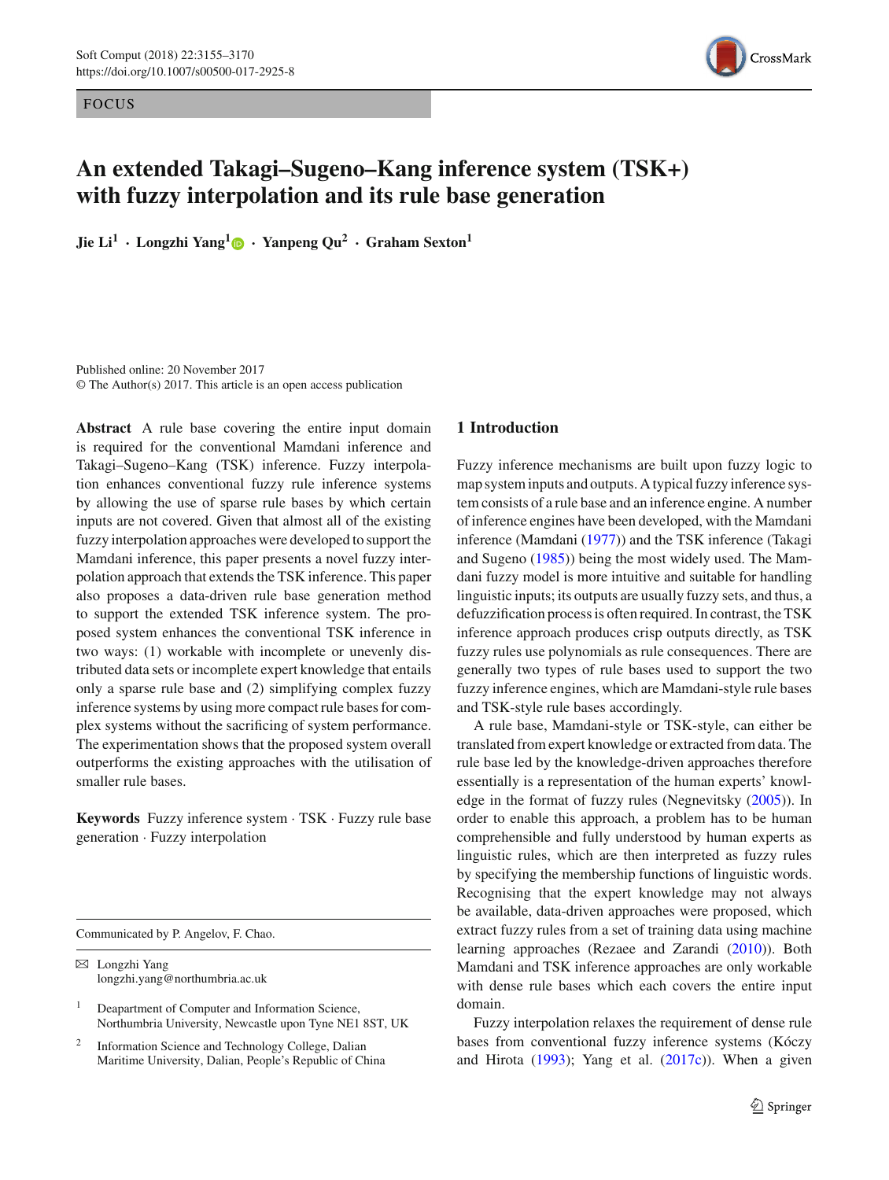FOCUS

# An extended Takagi–Sugeno–Kang inference system (TSK+) with fuzzy interpolation and its rule base generation

**Jie Li[1] · Longzhi Yang[1] · Yanpeng Qu[2] · Graham Sexton[1]**

Published online: 20 November 2017
© The Author(s) 2017. This article is an open access publication

**Abstract** A rule base covering the entire input domain is required for the conventional Mamdani inference and Takagi–Sugeno–Kang (TSK) inference. Fuzzy interpolation enhances conventional fuzzy rule inference systems by allowing the use of sparse rule bases by which certain inputs are not covered. Given that almost all of the existing fuzzy interpolation approaches were developed to support the Mamdani inference, this paper presents a novel fuzzy interpolation approach that extends the TSK inference. This paper also proposes a data-driven rule base generation method to support the extended TSK inference system. The proposed system enhances the conventional TSK inference in two ways: (1) workable with incomplete or unevenly distributed data sets or incomplete expert knowledge that entails only a sparse rule base and (2) simplifying complex fuzzy inference systems by using more compact rule bases for complex systems without the sacrificing of system performance. The experimentation shows that the proposed system overall outperforms the existing approaches with the utilisation of smaller rule bases.

**Keywords** Fuzzy inference system · TSK · Fuzzy rule base generation · Fuzzy interpolation

Communicated by P. Angelov, F. Chao.

✉ Longzhi Yang
longzhi.yang@northumbria.ac.uk

[1] Deapartment of Computer and Information Science, Northumbria University, Newcastle upon Tyne NE1 8ST, UK

[2] Information Science and Technology College, Dalian Maritime University, Dalian, People's Republic of China

## 1 Introduction

Fuzzy inference mechanisms are built upon fuzzy logic to map system inputs and outputs. A typical fuzzy inference system consists of a rule base and an inference engine. A number of inference engines have been developed, with the Mamdani inference (Mamdani (1977)) and the TSK inference (Takagi and Sugeno (1985)) being the most widely used. The Mamdani fuzzy model is more intuitive and suitable for handling linguistic inputs; its outputs are usually fuzzy sets, and thus, a defuzzification process is often required. In contrast, the TSK inference approach produces crisp outputs directly, as TSK fuzzy rules use polynomials as rule consequences. There are generally two types of rule bases used to support the two fuzzy inference engines, which are Mamdani-style rule bases and TSK-style rule bases accordingly.

A rule base, Mamdani-style or TSK-style, can either be translated from expert knowledge or extracted from data. The rule base led by the knowledge-driven approaches therefore essentially is a representation of the human experts' knowledge in the format of fuzzy rules (Negnevitsky (2005)). In order to enable this approach, a problem has to be human comprehensible and fully understood by human experts as linguistic rules, which are then interpreted as fuzzy rules by specifying the membership functions of linguistic words. Recognising that the expert knowledge may not always be available, data-driven approaches were proposed, which extract fuzzy rules from a set of training data using machine learning approaches (Rezaee and Zarandi (2010)). Both Mamdani and TSK inference approaches are only workable with dense rule bases which each covers the entire input domain.

Fuzzy interpolation relaxes the requirement of dense rule bases from conventional fuzzy inference systems (Kóczy and Hirota (1993); Yang et al. (2017c)). When a given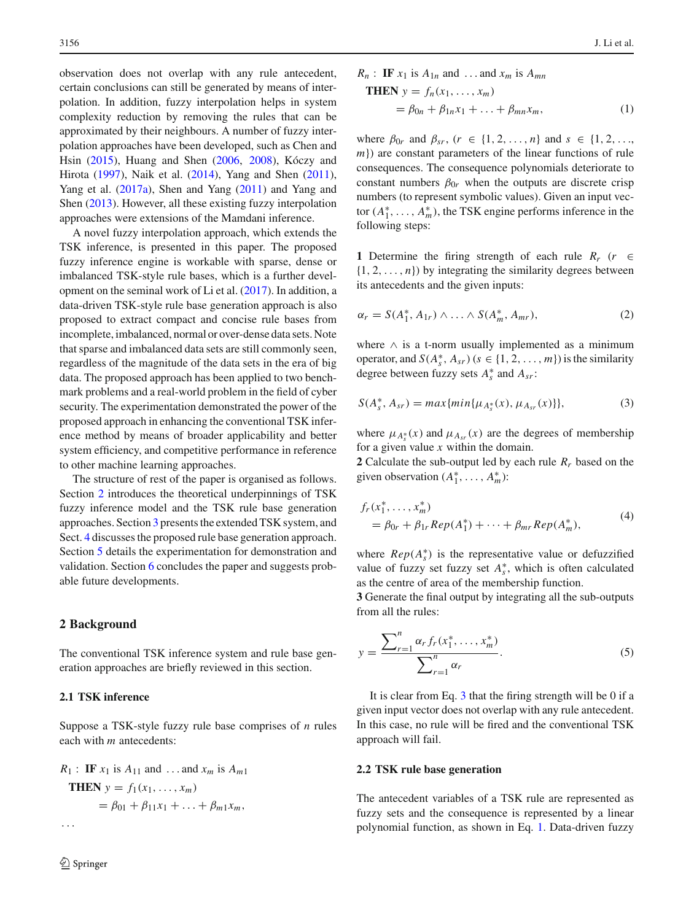observation does not overlap with any rule antecedent, certain conclusions can still be generated by means of interpolation. In addition, fuzzy interpolation helps in system complexity reduction by removing the rules that can be approximated by their neighbours. A number of fuzzy interpolation approaches have been developed, such as Chen and Hsin (2015), Huang and Shen (2006, 2008), Kóczy and Hirota (1997), Naik et al. (2014), Yang and Shen (2011), Yang et al. (2017a), Shen and Yang (2011) and Yang and Shen (2013). However, all these existing fuzzy interpolation approaches were extensions of the Mamdani inference.

A novel fuzzy interpolation approach, which extends the TSK inference, is presented in this paper. The proposed fuzzy inference engine is workable with sparse, dense or imbalanced TSK-style rule bases, which is a further development on the seminal work of Li et al. (2017). In addition, a data-driven TSK-style rule base generation approach is also proposed to extract compact and concise rule bases from incomplete, imbalanced, normal or over-dense data sets. Note that sparse and imbalanced data sets are still commonly seen, regardless of the magnitude of the data sets in the era of big data. The proposed approach has been applied to two benchmark problems and a real-world problem in the field of cyber security. The experimentation demonstrated the power of the proposed approach in enhancing the conventional TSK inference method by means of broader applicability and better system efficiency, and competitive performance in reference to other machine learning approaches.

The structure of rest of the paper is organised as follows. Section 2 introduces the theoretical underpinnings of TSK fuzzy inference model and the TSK rule base generation approaches. Section 3 presents the extended TSK system, and Sect. 4 discusses the proposed rule base generation approach. Section 5 details the experimentation for demonstration and validation. Section 6 concludes the paper and suggests probable future developments.

## 2 Background

The conventional TSK inference system and rule base generation approaches are briefly reviewed in this section.

### 2.1 TSK inference

Suppose a TSK-style fuzzy rule base comprises of $n$ rules each with $m$ antecedents:

$$
\begin{aligned}
R_1 :\ & \textbf{IF } x_1 \text{ is } A_{11} \text{ and } \ldots \text{and } x_m \text{ is } A_{m1} \\
& \textbf{THEN } y = f_1(x_1, \ldots, x_m) \\
& \qquad = \beta_{01} + \beta_{11}x_1 + \ldots + \beta_{m1}x_m, \\
& \ldots \\
R_n :\ & \textbf{IF } x_1 \text{ is } A_{1n} \text{ and } \ldots \text{and } x_m \text{ is } A_{mn} \\
& \textbf{THEN } y = f_n(x_1, \ldots, x_m) \\
& \qquad = \beta_{0n} + \beta_{1n}x_1 + \ldots + \beta_{mn}x_m,
\end{aligned}
\tag{1}
$$

where $\beta_{0r}$ and $\beta_{sr}$, ($r \in \{1, 2, \ldots, n\}$ and $s \in \{1, 2, \ldots, m\}$) are constant parameters of the linear functions of rule consequences. The consequence polynomials deteriorate to constant numbers $\beta_{0r}$ when the outputs are discrete crisp numbers (to represent symbolic values). Given an input vector $(A_1^*, \ldots, A_m^*)$, the TSK engine performs inference in the following steps:

**1** Determine the firing strength of each rule $R_r$ ($r \in \{1, 2, \ldots, n\}$) by integrating the similarity degrees between its antecedents and the given inputs:

$$
\alpha_r = S(A_1^*, A_{1r}) \wedge \ldots \wedge S(A_m^*, A_{mr}), \tag{2}
$$

where $\wedge$ is a t-norm usually implemented as a minimum operator, and $S(A_s^*, A_{sr})$ ($s \in \{1, 2, \ldots, m\}$) is the similarity degree between fuzzy sets $A_s^*$ and $A_{sr}$:

$$
S(A_s^*, A_{sr}) = max\{min\{\mu_{A_s^*}(x), \mu_{A_{sr}}(x)\}\}, \tag{3}
$$

where $\mu_{A_s^*}(x)$ and $\mu_{A_{sr}}(x)$ are the degrees of membership for a given value $x$ within the domain.

**2** Calculate the sub-output led by each rule $R_r$ based on the given observation $(A_1^*, \ldots, A_m^*)$:

$$
\begin{aligned}
& f_r(x_1^*, \ldots, x_m^*) \\
& \quad = \beta_{0r} + \beta_{1r} Rep(A_1^*) + \cdots + \beta_{mr} Rep(A_m^*),
\end{aligned}
\tag{4}
$$

where $Rep(A_s^*)$ is the representative value or defuzzified value of fuzzy set fuzzy set $A_s^*$, which is often calculated as the centre of area of the membership function.

**3** Generate the final output by integrating all the sub-outputs from all the rules:

$$
y = \frac{\sum_{r=1}^{n} \alpha_r f_r(x_1^*, \ldots, x_m^*)}{\sum_{r=1}^{n} \alpha_r}. \tag{5}
$$

It is clear from Eq. 3 that the firing strength will be 0 if a given input vector does not overlap with any rule antecedent. In this case, no rule will be fired and the conventional TSK approach will fail.

### 2.2 TSK rule base generation

The antecedent variables of a TSK rule are represented as fuzzy sets and the consequence is represented by a linear polynomial function, as shown in Eq. 1. Data-driven fuzzy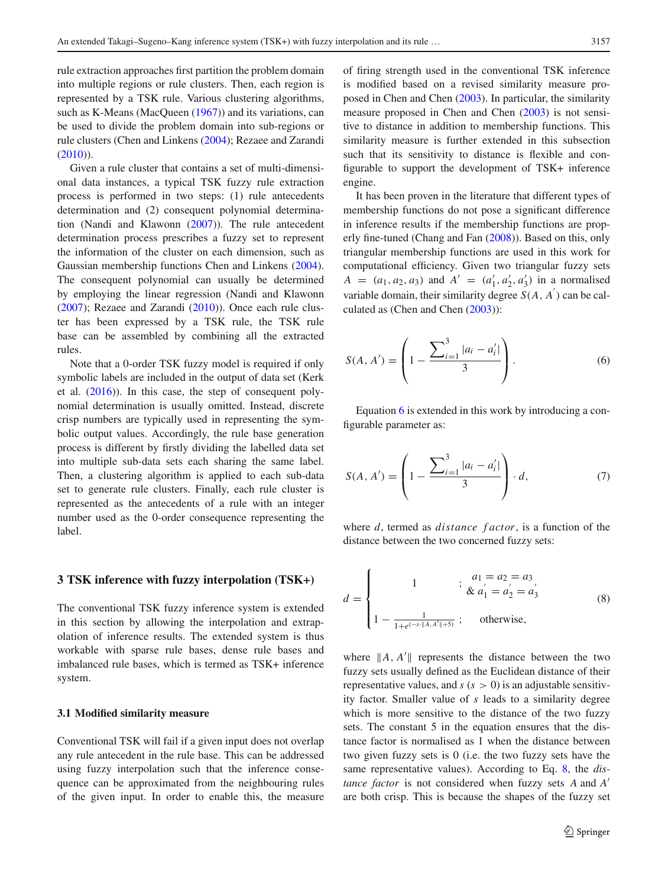rule extraction approaches first partition the problem domain into multiple regions or rule clusters. Then, each region is represented by a TSK rule. Various clustering algorithms, such as K-Means (MacQueen (1967)) and its variations, can be used to divide the problem domain into sub-regions or rule clusters (Chen and Linkens (2004); Rezaee and Zarandi (2010)).

Given a rule cluster that contains a set of multi-dimensional data instances, a typical TSK fuzzy rule extraction process is performed in two steps: (1) rule antecedents determination and (2) consequent polynomial determination (Nandi and Klawonn (2007)). The rule antecedent determination process prescribes a fuzzy set to represent the information of the cluster on each dimension, such as Gaussian membership functions Chen and Linkens (2004). The consequent polynomial can usually be determined by employing the linear regression (Nandi and Klawonn (2007); Rezaee and Zarandi (2010)). Once each rule cluster has been expressed by a TSK rule, the TSK rule base can be assembled by combining all the extracted rules.

Note that a 0-order TSK fuzzy model is required if only symbolic labels are included in the output of data set (Kerk et al. (2016)). In this case, the step of consequent polynomial determination is usually omitted. Instead, discrete crisp numbers are typically used in representing the symbolic output values. Accordingly, the rule base generation process is different by firstly dividing the labelled data set into multiple sub-data sets each sharing the same label. Then, a clustering algorithm is applied to each sub-data set to generate rule clusters. Finally, each rule cluster is represented as the antecedents of a rule with an integer number used as the 0-order consequence representing the label.

## 3 TSK inference with fuzzy interpolation (TSK+)

The conventional TSK fuzzy inference system is extended in this section by allowing the interpolation and extrapolation of inference results. The extended system is thus workable with sparse rule bases, dense rule bases and imbalanced rule bases, which is termed as TSK+ inference system.

### 3.1 Modified similarity measure

Conventional TSK will fail if a given input does not overlap any rule antecedent in the rule base. This can be addressed using fuzzy interpolation such that the inference consequence can be approximated from the neighbouring rules of the given input. In order to enable this, the measure of firing strength used in the conventional TSK inference is modified based on a revised similarity measure proposed in Chen and Chen (2003). In particular, the similarity measure proposed in Chen and Chen (2003) is not sensitive to distance in addition to membership functions. This similarity measure is further extended in this subsection such that its sensitivity to distance is flexible and configurable to support the development of TSK+ inference engine.

It has been proven in the literature that different types of membership functions do not pose a significant difference in inference results if the membership functions are properly fine-tuned (Chang and Fan (2008)). Based on this, only triangular membership functions are used in this work for computational efficiency. Given two triangular fuzzy sets $A = (a_1, a_2, a_3)$ and $A' = (a'_1, a'_2, a'_3)$ in a normalised variable domain, their similarity degree $S(A, A')$ can be calculated as (Chen and Chen (2003)):

$$S(A, A') = \left(1 - \frac{\sum_{i=1}^{3} |a_i - a'_i|}{3}\right). \tag{6}$$

Equation 6 is extended in this work by introducing a configurable parameter as:

$$S(A, A') = \left(1 - \frac{\sum_{i=1}^{3} |a_i - a'_i|}{3}\right) \cdot d, \tag{7}$$

where $d$, termed as *distance factor*, is a function of the distance between the two concerned fuzzy sets:

$$d = \begin{cases} 1 & ; \; a_1 = a_2 = a_3 \;\&\; a'_1 = a'_2 = a'_3 \\ 1 - \frac{1}{1+e^{(-s \cdot \|A, A'\| + 5)}} & ; \quad \text{otherwise,} \end{cases} \tag{8}$$

where $\|A, A'\|$ represents the distance between the two fuzzy sets usually defined as the Euclidean distance of their representative values, and $s$ ($s > 0$) is an adjustable sensitivity factor. Smaller value of $s$ leads to a similarity degree which is more sensitive to the distance of the two fuzzy sets. The constant 5 in the equation ensures that the distance factor is normalised as 1 when the distance between two given fuzzy sets is 0 (i.e. the two fuzzy sets have the same representative values). According to Eq. 8, the *distance factor* is not considered when fuzzy sets $A$ and $A'$ are both crisp. This is because the shapes of the fuzzy set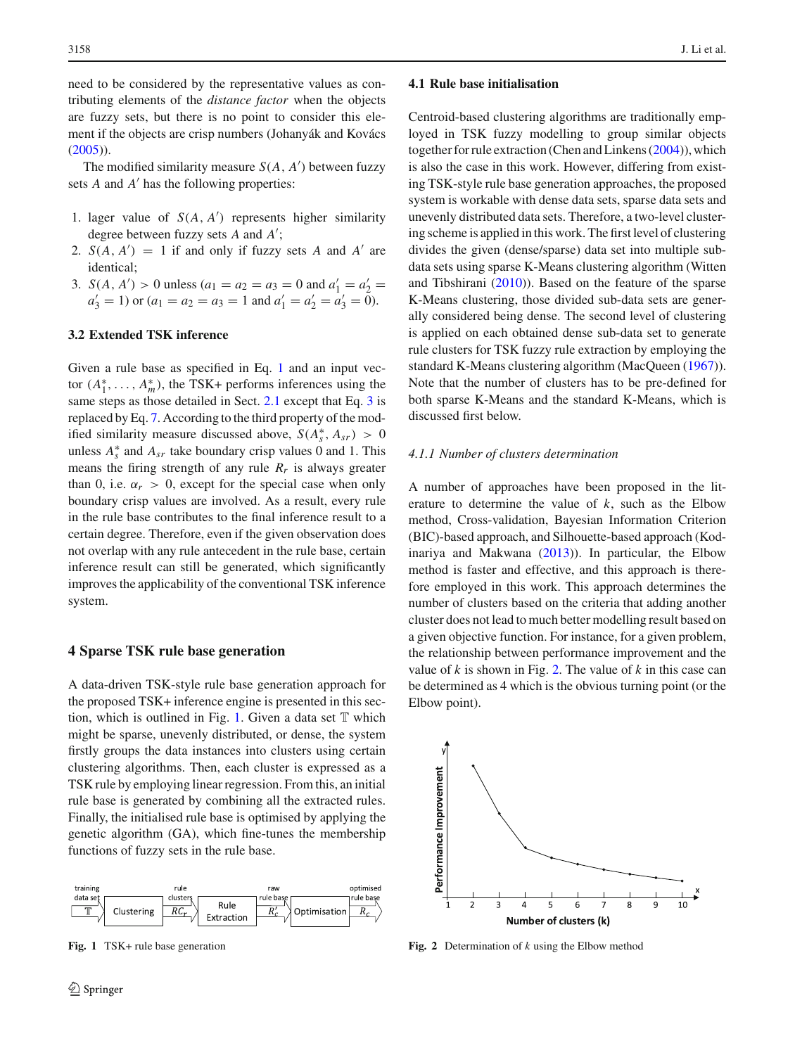need to be considered by the representative values as contributing elements of the *distance factor* when the objects are fuzzy sets, but there is no point to consider this element if the objects are crisp numbers (Johanyák and Kovács (2005)).

The modified similarity measure $S(A, A')$ between fuzzy sets $A$ and $A'$ has the following properties:

1. lager value of $S(A, A')$ represents higher similarity degree between fuzzy sets $A$ and $A'$;
2. $S(A, A') = 1$ if and only if fuzzy sets $A$ and $A'$ are identical;
3. $S(A, A') > 0$ unless ($a_1 = a_2 = a_3 = 0$ and $a'_1 = a'_2 = a'_3 = 1$) or ($a_1 = a_2 = a_3 = 1$ and $a'_1 = a'_2 = a'_3 = 0$).

### 3.2 Extended TSK inference

Given a rule base as specified in Eq. 1 and an input vector $(A^*_1, \ldots, A^*_m)$, the TSK+ performs inferences using the same steps as those detailed in Sect. 2.1 except that Eq. 3 is replaced by Eq. 7. According to the third property of the modified similarity measure discussed above, $S(A^*_s, A_{sr}) > 0$ unless $A^*_s$ and $A_{sr}$ take boundary crisp values 0 and 1. This means the firing strength of any rule $R_r$ is always greater than 0, i.e. $\alpha_r > 0$, except for the special case when only boundary crisp values are involved. As a result, every rule in the rule base contributes to the final inference result to a certain degree. Therefore, even if the given observation does not overlap with any rule antecedent in the rule base, certain inference result can still be generated, which significantly improves the applicability of the conventional TSK inference system.

## 4 Sparse TSK rule base generation

A data-driven TSK-style rule base generation approach for the proposed TSK+ inference engine is presented in this section, which is outlined in Fig. 1. Given a data set $\mathbb{T}$ which might be sparse, unevenly distributed, or dense, the system firstly groups the data instances into clusters using certain clustering algorithms. Then, each cluster is expressed as a TSK rule by employing linear regression. From this, an initial rule base is generated by combining all the extracted rules. Finally, the initialised rule base is optimised by applying the genetic algorithm (GA), which fine-tunes the membership functions of fuzzy sets in the rule base.

Fig. 1 TSK+ rule base generation

### 4.1 Rule base initialisation

Centroid-based clustering algorithms are traditionally employed in TSK fuzzy modelling to group similar objects together for rule extraction (Chen and Linkens (2004)), which is also the case in this work. However, differing from existing TSK-style rule base generation approaches, the proposed system is workable with dense data sets, sparse data sets and unevenly distributed data sets. Therefore, a two-level clustering scheme is applied in this work. The first level of clustering divides the given (dense/sparse) data set into multiple sub-data sets using sparse K-Means clustering algorithm (Witten and Tibshirani (2010)). Based on the feature of the sparse K-Means clustering, those divided sub-data sets are generally considered being dense. The second level of clustering is applied on each obtained dense sub-data set to generate rule clusters for TSK fuzzy rule extraction by employing the standard K-Means clustering algorithm (MacQueen (1967)). Note that the number of clusters has to be pre-defined for both sparse K-Means and the standard K-Means, which is discussed first below.

#### 4.1.1 Number of clusters determination

A number of approaches have been proposed in the literature to determine the value of $k$, such as the Elbow method, Cross-validation, Bayesian Information Criterion (BIC)-based approach, and Silhouette-based approach (Kodinariya and Makwana (2013)). In particular, the Elbow method is faster and effective, and this approach is therefore employed in this work. This approach determines the number of clusters based on the criteria that adding another cluster does not lead to much better modelling result based on a given objective function. For instance, for a given problem, the relationship between performance improvement and the value of $k$ is shown in Fig. 2. The value of $k$ in this case can be determined as 4 which is the obvious turning point (or the Elbow point).

Fig. 2 Determination of $k$ using the Elbow method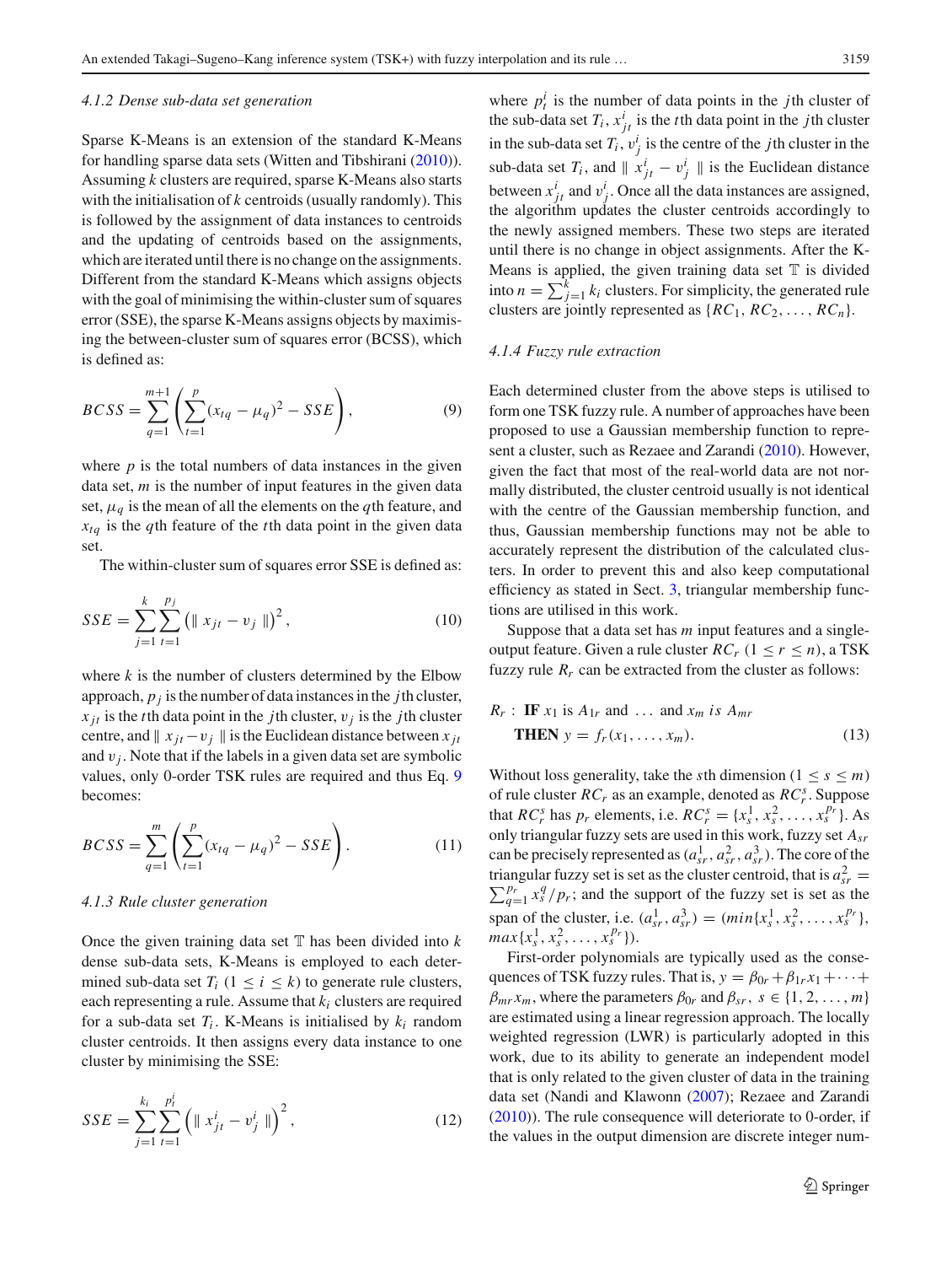#### 4.1.2 Dense sub-data set generation

Sparse K-Means is an extension of the standard K-Means for handling sparse data sets (Witten and Tibshirani (2010)). Assuming $k$ clusters are required, sparse K-Means also starts with the initialisation of $k$ centroids (usually randomly). This is followed by the assignment of data instances to centroids and the updating of centroids based on the assignments, which are iterated until there is no change on the assignments. Different from the standard K-Means which assigns objects with the goal of minimising the within-cluster sum of squares error (SSE), the sparse K-Means assigns objects by maximising the between-cluster sum of squares error (BCSS), which is defined as:

$$BCSS = \sum_{q=1}^{m+1} \left( \sum_{t=1}^{p} (x_{tq} - \mu_q)^2 - SSE \right), \tag{9}$$

where $p$ is the total numbers of data instances in the given data set, $m$ is the number of input features in the given data set, $\mu_q$ is the mean of all the elements on the $q$th feature, and $x_{tq}$ is the $q$th feature of the $t$th data point in the given data set.

The within-cluster sum of squares error SSE is defined as:

$$SSE = \sum_{j=1}^{k} \sum_{t=1}^{p_j} \left( \| x_{jt} - v_j \| \right)^2, \tag{10}$$

where $k$ is the number of clusters determined by the Elbow approach, $p_j$ is the number of data instances in the $j$th cluster, $x_{jt}$ is the $t$th data point in the $j$th cluster, $v_j$ is the $j$th cluster centre, and $\| x_{jt} - v_j \|$ is the Euclidean distance between $x_{jt}$ and $v_j$. Note that if the labels in a given data set are symbolic values, only 0-order TSK rules are required and thus Eq. 9 becomes:

$$BCSS = \sum_{q=1}^{m} \left( \sum_{t=1}^{p} (x_{tq} - \mu_q)^2 - SSE \right). \tag{11}$$

#### 4.1.3 Rule cluster generation

Once the given training data set $\mathbb{T}$ has been divided into $k$ dense sub-data sets, K-Means is employed to each determined sub-data set $T_i$ $(1 \leq i \leq k)$ to generate rule clusters, each representing a rule. Assume that $k_i$ clusters are required for a sub-data set $T_i$. K-Means is initialised by $k_i$ random cluster centroids. It then assigns every data instance to one cluster by minimising the SSE:

$$SSE = \sum_{j=1}^{k_i} \sum_{t=1}^{p_t^i} \left( \| x_{jt}^i - v_j^i \| \right)^2, \tag{12}$$

where $p_t^i$ is the number of data points in the $j$th cluster of the sub-data set $T_i$, $x_{jt}^i$ is the $t$th data point in the $j$th cluster in the sub-data set $T_i$, $v_j^i$ is the centre of the $j$th cluster in the sub-data set $T_i$, and $\| x_{jt}^i - v_j^i \|$ is the Euclidean distance between $x_{jt}^i$ and $v_j^i$. Once all the data instances are assigned, the algorithm updates the cluster centroids accordingly to the newly assigned members. These two steps are iterated until there is no change in object assignments. After the K-Means is applied, the given training data set $\mathbb{T}$ is divided into $n = \sum_{j=1}^{k} k_i$ clusters. For simplicity, the generated rule clusters are jointly represented as $\{RC_1, RC_2, \ldots, RC_n\}$.

#### 4.1.4 Fuzzy rule extraction

Each determined cluster from the above steps is utilised to form one TSK fuzzy rule. A number of approaches have been proposed to use a Gaussian membership function to represent a cluster, such as Rezaee and Zarandi (2010). However, given the fact that most of the real-world data are not normally distributed, the cluster centroid usually is not identical with the centre of the Gaussian membership function, and thus, Gaussian membership functions may not be able to accurately represent the distribution of the calculated clusters. In order to prevent this and also keep computational efficiency as stated in Sect. 3, triangular membership functions are utilised in this work.

Suppose that a data set has $m$ input features and a single-output feature. Given a rule cluster $RC_r$ $(1 \leq r \leq n)$, a TSK fuzzy rule $R_r$ can be extracted from the cluster as follows:

$$\begin{aligned} R_r : \ & \textbf{IF } x_1 \text{ is } A_{1r} \text{ and } \ldots \text{ and } x_m \text{ } is \text{ } A_{mr} \\ & \textbf{THEN } y = f_r(x_1, \ldots, x_m). \end{aligned} \tag{13}$$

Without loss generality, take the $s$th dimension $(1 \leq s \leq m)$ of rule cluster $RC_r$ as an example, denoted as $RC_r^s$. Suppose that $RC_r^s$ has $p_r$ elements, i.e. $RC_r^s = \{x_s^1, x_s^2, \ldots, x_s^{p_r}\}$. As only triangular fuzzy sets are used in this work, fuzzy set $A_{sr}$ can be precisely represented as $(a_{sr}^1, a_{sr}^2, a_{sr}^3)$. The core of the triangular fuzzy set is set as the cluster centroid, that is $a_{sr}^2 = \sum_{q=1}^{p_r} x_s^q / p_r$; and the support of the fuzzy set is set as the span of the cluster, i.e. $(a_{sr}^1, a_{sr}^3) = (min\{x_s^1, x_s^2, \ldots, x_s^{p_r}\}, max\{x_s^1, x_s^2, \ldots, x_s^{p_r}\})$.

First-order polynomials are typically used as the consequences of TSK fuzzy rules. That is, $y = \beta_{0r} + \beta_{1r} x_1 + \cdots + \beta_{mr} x_m$, where the parameters $\beta_{0r}$ and $\beta_{sr}$, $s \in \{1, 2, \ldots, m\}$ are estimated using a linear regression approach. The locally weighted regression (LWR) is particularly adopted in this work, due to its ability to generate an independent model that is only related to the given cluster of data in the training data set (Nandi and Klawonn (2007); Rezaee and Zarandi (2010)). The rule consequence will deteriorate to 0-order, if the values in the output dimension are discrete integer num-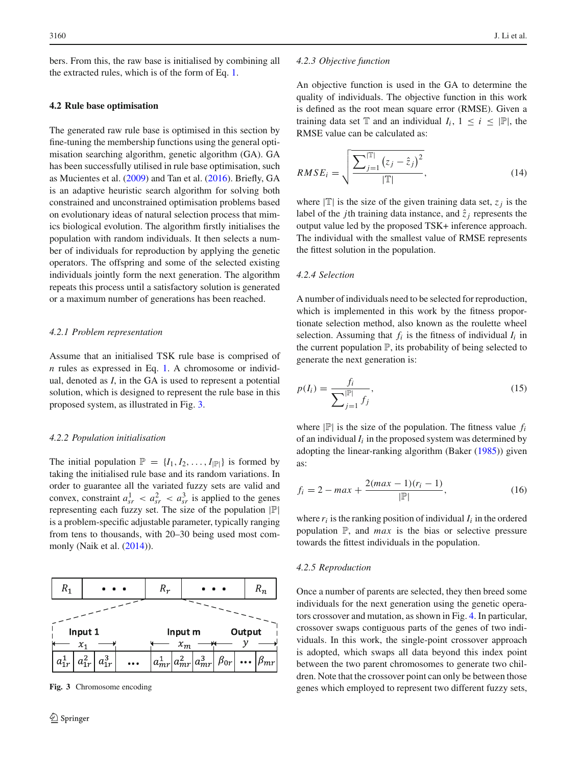bers. From this, the raw base is initialised by combining all the extracted rules, which is of the form of Eq. 1.

### 4.2 Rule base optimisation

The generated raw rule base is optimised in this section by fine-tuning the membership functions using the general optimisation searching algorithm, genetic algorithm (GA). GA has been successfully utilised in rule base optimisation, such as Mucientes et al. (2009) and Tan et al. (2016). Briefly, GA is an adaptive heuristic search algorithm for solving both constrained and unconstrained optimisation problems based on evolutionary ideas of natural selection process that mimics biological evolution. The algorithm firstly initialises the population with random individuals. It then selects a number of individuals for reproduction by applying the genetic operators. The offspring and some of the selected existing individuals jointly form the next generation. The algorithm repeats this process until a satisfactory solution is generated or a maximum number of generations has been reached.

#### *4.2.1 Problem representation*

Assume that an initialised TSK rule base is comprised of $n$ rules as expressed in Eq. 1. A chromosome or individual, denoted as $I$, in the GA is used to represent a potential solution, which is designed to represent the rule base in this proposed system, as illustrated in Fig. 3.

#### *4.2.2 Population initialisation*

The initial population $\mathbb{P} = \{I_1, I_2, \ldots, I_{|\mathbb{P}|}\}$ is formed by taking the initialised rule base and its random variations. In order to guarantee all the variated fuzzy sets are valid and convex, constraint $a^1_{sr} < a^2_{sr} < a^3_{sr}$ is applied to the genes representing each fuzzy set. The size of the population $|\mathbb{P}|$ is a problem-specific adjustable parameter, typically ranging from tens to thousands, with 20–30 being used most commonly (Naik et al. (2014)).

| $R_1$ | • • • | $R_r$ | • • • | $R_n$ |
|---|---|---|---|---|

| Input 1 ($x_1$) | | | | Input m ($x_m$) | | | Output ($y$) | | |
|---|---|---|---|---|---|---|---|---|---|
| $a^1_{1r}$ | $a^2_{1r}$ | $a^3_{1r}$ | ... | $a^1_{mr}$ | $a^2_{mr}$ | $a^3_{mr}$ | $\beta_{0r}$ | ... | $\beta_{mr}$ |

**Fig. 3** Chromosome encoding

#### *4.2.3 Objective function*

An objective function is used in the GA to determine the quality of individuals. The objective function in this work is defined as the root mean square error (RMSE). Given a training data set $\mathbb{T}$ and an individual $I_i$, $1 \leq i \leq |\mathbb{P}|$, the RMSE value can be calculated as:

$$RMSE_i = \sqrt{\frac{\sum_{j=1}^{|\mathbb{T}|} \left(z_j - \hat{z}_j\right)^2}{|\mathbb{T}|}}, \tag{14}$$

where $|\mathbb{T}|$ is the size of the given training data set, $z_j$ is the label of the $j$th training data instance, and $\hat{z}_j$ represents the output value led by the proposed TSK+ inference approach. The individual with the smallest value of RMSE represents the fittest solution in the population.

#### *4.2.4 Selection*

A number of individuals need to be selected for reproduction, which is implemented in this work by the fitness proportionate selection method, also known as the roulette wheel selection. Assuming that $f_i$ is the fitness of individual $I_i$ in the current population $\mathbb{P}$, its probability of being selected to generate the next generation is:

$$p(I_i) = \frac{f_i}{\sum_{j=1}^{|\mathbb{P}|} f_j}, \tag{15}$$

where $|\mathbb{P}|$ is the size of the population. The fitness value $f_i$ of an individual $I_i$ in the proposed system was determined by adopting the linear-ranking algorithm (Baker (1985)) given as:

$$f_i = 2 - max + \frac{2(max - 1)(r_i - 1)}{|\mathbb{P}|}, \tag{16}$$

where $r_i$ is the ranking position of individual $I_i$ in the ordered population $\mathbb{P}$, and $max$ is the bias or selective pressure towards the fittest individuals in the population.

#### *4.2.5 Reproduction*

Once a number of parents are selected, they then breed some individuals for the next generation using the genetic operators crossover and mutation, as shown in Fig. 4. In particular, crossover swaps contiguous parts of the genes of two individuals. In this work, the single-point crossover approach is adopted, which swaps all data beyond this index point between the two parent chromosomes to generate two children. Note that the crossover point can only be between those genes which employed to represent two different fuzzy sets,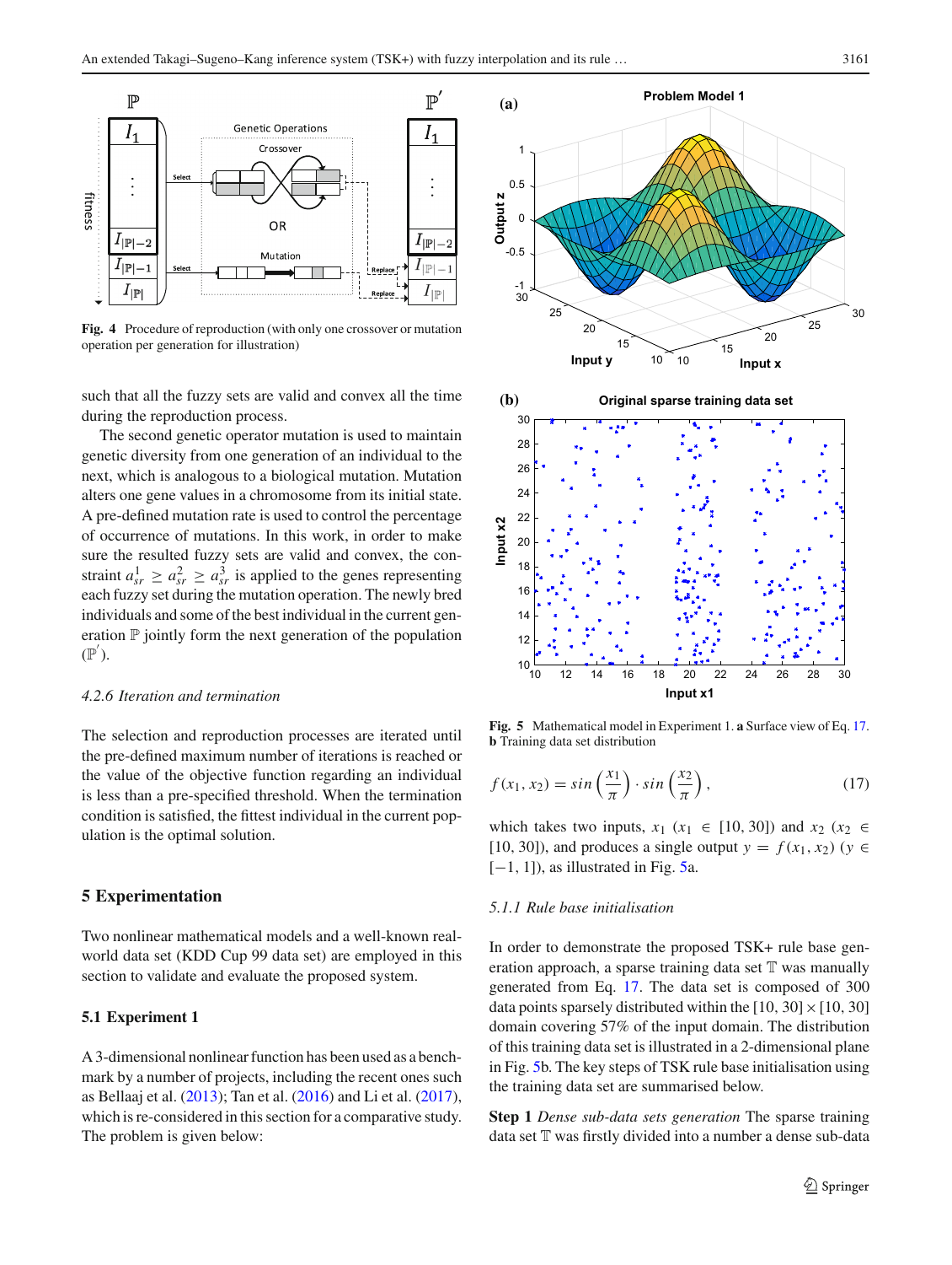Fig. 4 Procedure of reproduction (with only one crossover or mutation operation per generation for illustration)

such that all the fuzzy sets are valid and convex all the time during the reproduction process.

The second genetic operator mutation is used to maintain genetic diversity from one generation of an individual to the next, which is analogous to a biological mutation. Mutation alters one gene values in a chromosome from its initial state. A pre-defined mutation rate is used to control the percentage of occurrence of mutations. In this work, in order to make sure the resulted fuzzy sets are valid and convex, the constraint $a^1_{sr} \geq a^2_{sr} \geq a^3_{sr}$ is applied to the genes representing each fuzzy set during the mutation operation. The newly bred individuals and some of the best individual in the current generation $\mathbb{P}$ jointly form the next generation of the population ($\mathbb{P}^{'}$).

#### 4.2.6 Iteration and termination

The selection and reproduction processes are iterated until the pre-defined maximum number of iterations is reached or the value of the objective function regarding an individual is less than a pre-specified threshold. When the termination condition is satisfied, the fittest individual in the current population is the optimal solution.

## 5 Experimentation

Two nonlinear mathematical models and a well-known real-world data set (KDD Cup 99 data set) are employed in this section to validate and evaluate the proposed system.

### 5.1 Experiment 1

A 3-dimensional nonlinear function has been used as a benchmark by a number of projects, including the recent ones such as Bellaaj et al. (2013); Tan et al. (2016) and Li et al. (2017), which is re-considered in this section for a comparative study. The problem is given below:

Fig. 5 Mathematical model in Experiment 1. **a** Surface view of Eq. 17. **b** Training data set distribution

$$f(x_1, x_2) = sin\left(\frac{x1}{\pi}\right) \cdot sin\left(\frac{x2}{\pi}\right), \tag{17}$$

which takes two inputs, $x_1$ ($x_1 \in [10, 30]$) and $x_2$ ($x_2 \in [10, 30]$), and produces a single output $y = f(x_1, x_2)$ ($y \in [-1, 1]$), as illustrated in Fig. 5a.

#### 5.1.1 Rule base initialisation

In order to demonstrate the proposed TSK+ rule base generation approach, a sparse training data set $\mathbb{T}$ was manually generated from Eq. 17. The data set is composed of 300 data points sparsely distributed within the $[10, 30] \times [10, 30]$ domain covering 57% of the input domain. The distribution of this training data set is illustrated in a 2-dimensional plane in Fig. 5b. The key steps of TSK rule base initialisation using the training data set are summarised below.

**Step 1** *Dense sub-data sets generation* The sparse training data set $\mathbb{T}$ was firstly divided into a number a dense sub-data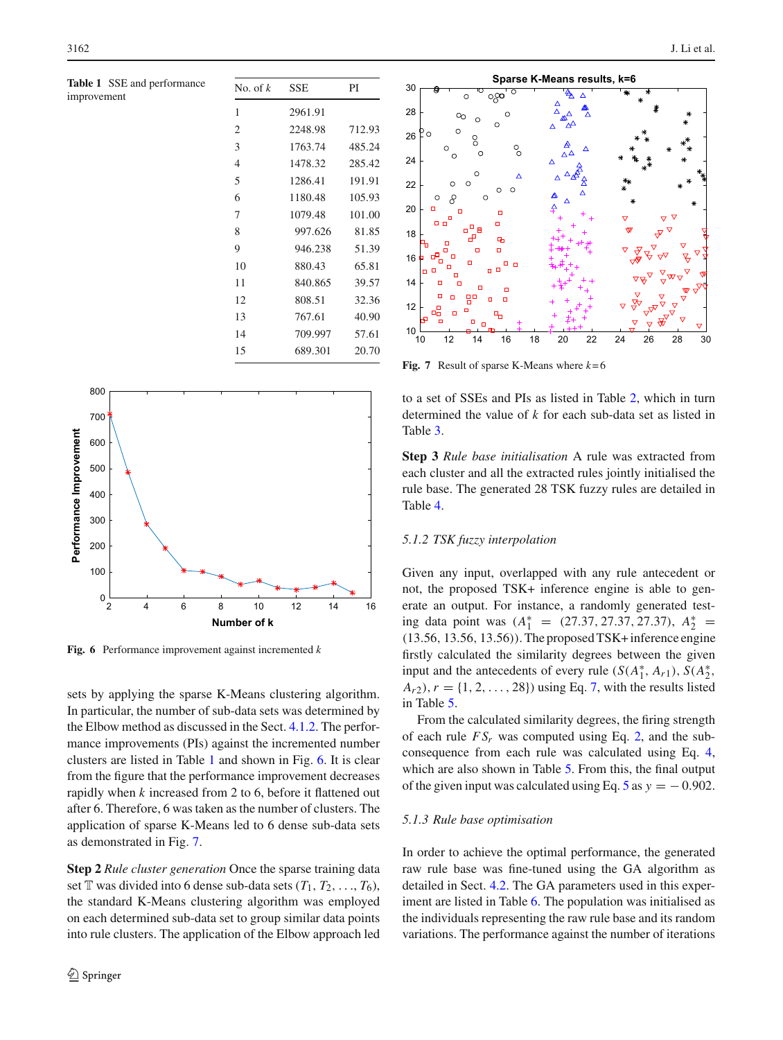**Table 1** SSE and performance improvement

| No. of $k$ | SSE | PI |
|---|---|---|
| 1 | 2961.91 | |
| 2 | 2248.98 | 712.93 |
| 3 | 1763.74 | 485.24 |
| 4 | 1478.32 | 285.42 |
| 5 | 1286.41 | 191.91 |
| 6 | 1180.48 | 105.93 |
| 7 | 1079.48 | 101.00 |
| 8 | 997.626 | 81.85 |
| 9 | 946.238 | 51.39 |
| 10 | 880.43 | 65.81 |
| 11 | 840.865 | 39.57 |
| 12 | 808.51 | 32.36 |
| 13 | 767.61 | 40.90 |
| 14 | 709.997 | 57.61 |
| 15 | 689.301 | 20.70 |

**Fig. 6** Performance improvement against incremented $k$

sets by applying the sparse K-Means clustering algorithm. In particular, the number of sub-data sets was determined by the Elbow method as discussed in the Sect. 4.1.2. The performance improvements (PIs) against the incremented number clusters are listed in Table 1 and shown in Fig. 6. It is clear from the figure that the performance improvement decreases rapidly when $k$ increased from 2 to 6, before it flattened out after 6. Therefore, 6 was taken as the number of clusters. The application of sparse K-Means led to 6 dense sub-data sets as demonstrated in Fig. 7.

**Step 2** *Rule cluster generation* Once the sparse training data set $\mathbb{T}$ was divided into 6 dense sub-data sets ($T_1, T_2, \ldots, T_6$), the standard K-Means clustering algorithm was employed on each determined sub-data set to group similar data points into rule clusters. The application of the Elbow approach led

**Fig. 7** Result of sparse K-Means where $k = 6$

to a set of SSEs and PIs as listed in Table 2, which in turn determined the value of $k$ for each sub-data set as listed in Table 3.

**Step 3** *Rule base initialisation* A rule was extracted from each cluster and all the extracted rules jointly initialised the rule base. The generated 28 TSK fuzzy rules are detailed in Table 4.

### 5.1.2 TSK fuzzy interpolation

Given any input, overlapped with any rule antecedent or not, the proposed TSK+ inference engine is able to generate an output. For instance, a randomly generated testing data point was ($A_1^* = (27.37, 27.37, 27.37)$, $A_2^* = (13.56, 13.56, 13.56)$). The proposed TSK+ inference engine firstly calculated the similarity degrees between the given input and the antecedents of every rule ($S(A_1^*, A_{r1})$, $S(A_2^*, A_{r2})$, $r = \{1, 2, \ldots, 28\}$) using Eq. 7, with the results listed in Table 5.

From the calculated similarity degrees, the firing strength of each rule $FS_r$ was computed using Eq. 2, and the sub-consequence from each rule was calculated using Eq. 4, which are also shown in Table 5. From this, the final output of the given input was calculated using Eq. 5 as $y = -0.902$.

### 5.1.3 Rule base optimisation

In order to achieve the optimal performance, the generated raw rule base was fine-tuned using the GA algorithm as detailed in Sect. 4.2. The GA parameters used in this experiment are listed in Table 6. The population was initialised as the individuals representing the raw rule base and its random variations. The performance against the number of iterations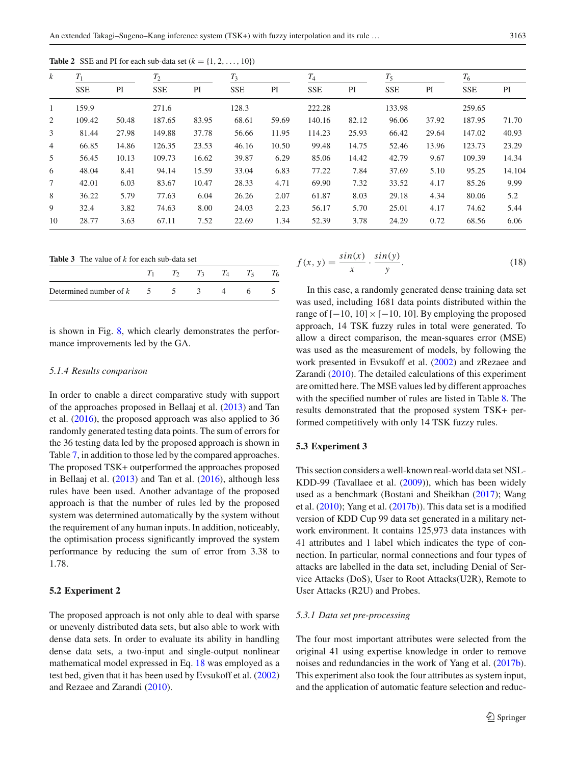**Table 2** SSE and PI for each sub-data set ($k = \{1, 2, \ldots, 10\}$)

| $k$ | $T_1$ | | $T_2$ | | $T_3$ | | $T_4$ | | $T_5$ | | $T_6$ | |
|---|---|---|---|---|---|---|---|---|---|---|---|---|
| | SSE | PI | SSE | PI | SSE | PI | SSE | PI | SSE | PI | SSE | PI |
| 1 | 159.9 | | 271.6 | | 128.3 | | 222.28 | | 133.98 | | 259.65 | |
| 2 | 109.42 | 50.48 | 187.65 | 83.95 | 68.61 | 59.69 | 140.16 | 82.12 | 96.06 | 37.92 | 187.95 | 71.70 |
| 3 | 81.44 | 27.98 | 149.88 | 37.78 | 56.66 | 11.95 | 114.23 | 25.93 | 66.42 | 29.64 | 147.02 | 40.93 |
| 4 | 66.85 | 14.86 | 126.35 | 23.53 | 46.16 | 10.50 | 99.48 | 14.75 | 52.46 | 13.96 | 123.73 | 23.29 |
| 5 | 56.45 | 10.13 | 109.73 | 16.62 | 39.87 | 6.29 | 85.06 | 14.42 | 42.79 | 9.67 | 109.39 | 14.34 |
| 6 | 48.04 | 8.41 | 94.14 | 15.59 | 33.04 | 6.83 | 77.22 | 7.84 | 37.69 | 5.10 | 95.25 | 14.104 |
| 7 | 42.01 | 6.03 | 83.67 | 10.47 | 28.33 | 4.71 | 69.90 | 7.32 | 33.52 | 4.17 | 85.26 | 9.99 |
| 8 | 36.22 | 5.79 | 77.63 | 6.04 | 26.26 | 2.07 | 61.87 | 8.03 | 29.18 | 4.34 | 80.06 | 5.2 |
| 9 | 32.4 | 3.82 | 74.63 | 8.00 | 24.03 | 2.23 | 56.17 | 5.70 | 25.01 | 4.17 | 74.62 | 5.44 |
| 10 | 28.77 | 3.63 | 67.11 | 7.52 | 22.69 | 1.34 | 52.39 | 3.78 | 24.29 | 0.72 | 68.56 | 6.06 |

**Table 3** The value of $k$ for each sub-data set

| | $T_1$ | $T_2$ | $T_3$ | $T_4$ | $T_5$ | $T_6$ |
|---|---|---|---|---|---|---|
| Determined number of $k$ | 5 | 5 | 3 | 4 | 6 | 5 |

is shown in Fig. 8, which clearly demonstrates the performance improvements led by the GA.

### 5.1.4 Results comparison

In order to enable a direct comparative study with support of the approaches proposed in Bellaaj et al. (2013) and Tan et al. (2016), the proposed approach was also applied to 36 randomly generated testing data points. The sum of errors for the 36 testing data led by the proposed approach is shown in Table 7, in addition to those led by the compared approaches. The proposed TSK+ outperformed the approaches proposed in Bellaaj et al. (2013) and Tan et al. (2016), although less rules have been used. Another advantage of the proposed approach is that the number of rules led by the proposed system was determined automatically by the system without the requirement of any human inputs. In addition, noticeably, the optimisation process significantly improved the system performance by reducing the sum of error from 3.38 to 1.78.

## 5.2 Experiment 2

The proposed approach is not only able to deal with sparse or unevenly distributed data sets, but also able to work with dense data sets. In order to evaluate its ability in handling dense data sets, a two-input and single-output nonlinear mathematical model expressed in Eq. 18 was employed as a test bed, given that it has been used by Evsukoff et al. (2002) and Rezaee and Zarandi (2010).

$$f(x, y) = \frac{sin(x)}{x} \cdot \frac{sin(y)}{y}. \tag{18}$$

In this case, a randomly generated dense training data set was used, including 1681 data points distributed within the range of $[-10, 10] \times [-10, 10]$. By employing the proposed approach, 14 TSK fuzzy rules in total were generated. To allow a direct comparison, the mean-squares error (MSE) was used as the measurement of models, by following the work presented in Evsukoff et al. (2002) and zRezaee and Zarandi (2010). The detailed calculations of this experiment are omitted here. The MSE values led by different approaches with the specified number of rules are listed in Table 8. The results demonstrated that the proposed system TSK+ performed competitively with only 14 TSK fuzzy rules.

## 5.3 Experiment 3

This section considers a well-known real-world data set NSL-KDD-99 (Tavallaee et al. (2009)), which has been widely used as a benchmark (Bostani and Sheikhan (2017); Wang et al. (2010); Yang et al. (2017b)). This data set is a modified version of KDD Cup 99 data set generated in a military network environment. It contains 125,973 data instances with 41 attributes and 1 label which indicates the type of connection. In particular, normal connections and four types of attacks are labelled in the data set, including Denial of Service Attacks (DoS), User to Root Attacks(U2R), Remote to User Attacks (R2U) and Probes.

### 5.3.1 Data set pre-processing

The four most important attributes were selected from the original 41 using expertise knowledge in order to remove noises and redundancies in the work of Yang et al. (2017b). This experiment also took the four attributes as system input, and the application of automatic feature selection and reduc-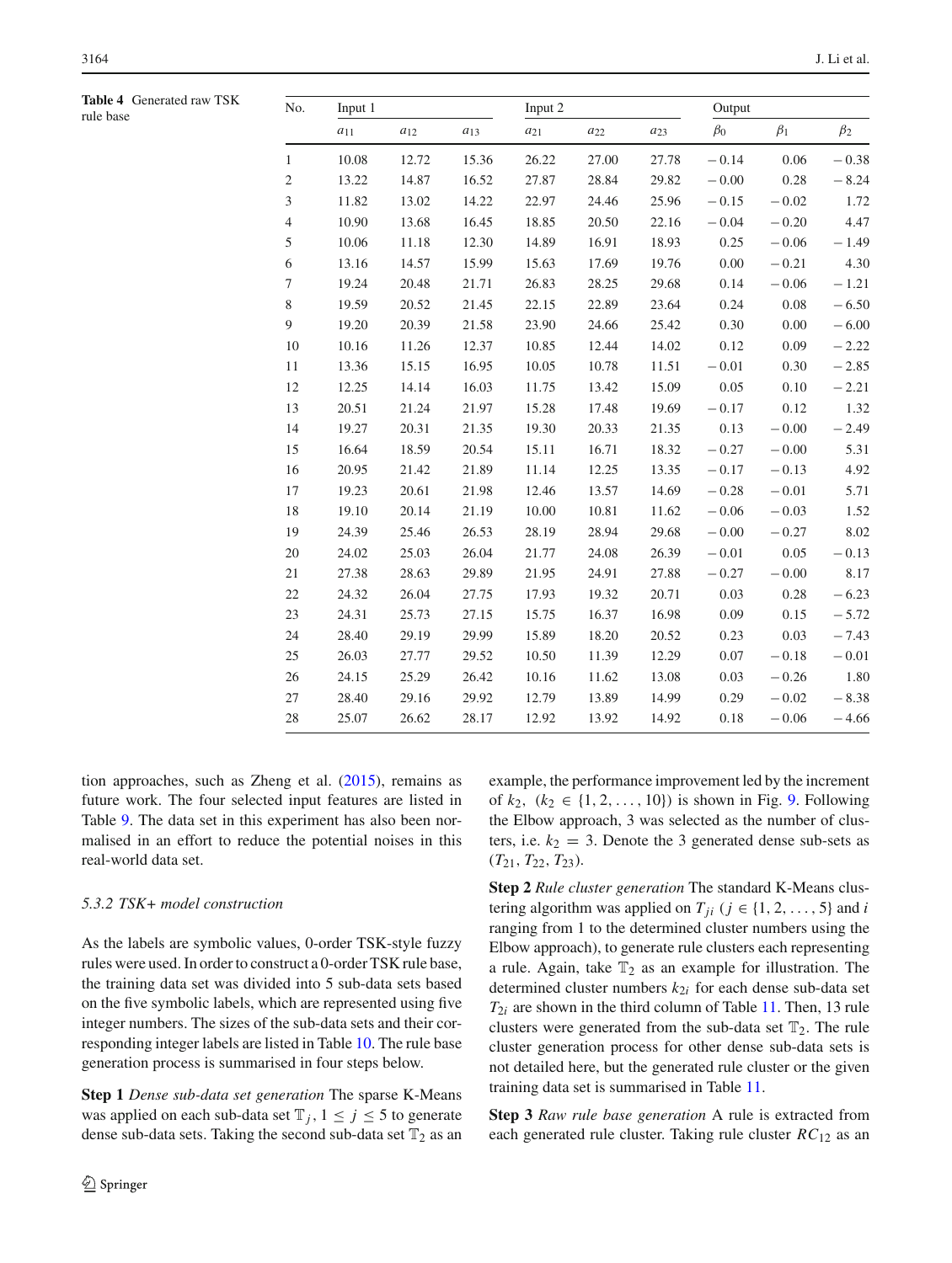**Table 4** Generated raw TSK rule base

| No. | Input 1 | | | Input 2 | | | Output | | |
|---|---|---|---|---|---|---|---|---|---|
| | $a_{11}$ | $a_{12}$ | $a_{13}$ | $a_{21}$ | $a_{22}$ | $a_{23}$ | $\beta_0$ | $\beta_1$ | $\beta_2$ |
| 1 | 10.08 | 12.72 | 15.36 | 26.22 | 27.00 | 27.78 | −0.14 | 0.06 | −0.38 |
| 2 | 13.22 | 14.87 | 16.52 | 27.87 | 28.84 | 29.82 | −0.00 | 0.28 | −8.24 |
| 3 | 11.82 | 13.02 | 14.22 | 22.97 | 24.46 | 25.96 | −0.15 | −0.02 | 1.72 |
| 4 | 10.90 | 13.68 | 16.45 | 18.85 | 20.50 | 22.16 | −0.04 | −0.20 | 4.47 |
| 5 | 10.06 | 11.18 | 12.30 | 14.89 | 16.91 | 18.93 | 0.25 | −0.06 | −1.49 |
| 6 | 13.16 | 14.57 | 15.99 | 15.63 | 17.69 | 19.76 | 0.00 | −0.21 | 4.30 |
| 7 | 19.24 | 20.48 | 21.71 | 26.83 | 28.25 | 29.68 | 0.14 | −0.06 | −1.21 |
| 8 | 19.59 | 20.52 | 21.45 | 22.15 | 22.89 | 23.64 | 0.24 | 0.08 | −6.50 |
| 9 | 19.20 | 20.39 | 21.58 | 23.90 | 24.66 | 25.42 | 0.30 | 0.00 | −6.00 |
| 10 | 10.16 | 11.26 | 12.37 | 10.85 | 12.44 | 14.02 | 0.12 | 0.09 | −2.22 |
| 11 | 13.36 | 15.15 | 16.95 | 10.05 | 10.78 | 11.51 | −0.01 | 0.30 | −2.85 |
| 12 | 12.25 | 14.14 | 16.03 | 11.75 | 13.42 | 15.09 | 0.05 | 0.10 | −2.21 |
| 13 | 20.51 | 21.24 | 21.97 | 15.28 | 17.48 | 19.69 | −0.17 | 0.12 | 1.32 |
| 14 | 19.27 | 20.31 | 21.35 | 19.30 | 20.33 | 21.35 | 0.13 | −0.00 | −2.49 |
| 15 | 16.64 | 18.59 | 20.54 | 15.11 | 16.71 | 18.32 | −0.27 | −0.00 | 5.31 |
| 16 | 20.95 | 21.42 | 21.89 | 11.14 | 12.25 | 13.35 | −0.17 | −0.13 | 4.92 |
| 17 | 19.23 | 20.61 | 21.98 | 12.46 | 13.57 | 14.69 | −0.28 | −0.01 | 5.71 |
| 18 | 19.10 | 20.14 | 21.19 | 10.00 | 10.81 | 11.62 | −0.06 | −0.03 | 1.52 |
| 19 | 24.39 | 25.46 | 26.53 | 28.19 | 28.94 | 29.68 | −0.00 | −0.27 | 8.02 |
| 20 | 24.02 | 25.03 | 26.04 | 21.77 | 24.08 | 26.39 | −0.01 | 0.05 | −0.13 |
| 21 | 27.38 | 28.63 | 29.89 | 21.95 | 24.91 | 27.88 | −0.27 | −0.00 | 8.17 |
| 22 | 24.32 | 26.04 | 27.75 | 17.93 | 19.32 | 20.71 | 0.03 | 0.28 | −6.23 |
| 23 | 24.31 | 25.73 | 27.15 | 15.75 | 16.37 | 16.98 | 0.09 | 0.15 | −5.72 |
| 24 | 28.40 | 29.19 | 29.99 | 15.89 | 18.20 | 20.52 | 0.23 | 0.03 | −7.43 |
| 25 | 26.03 | 27.77 | 29.52 | 10.50 | 11.39 | 12.29 | 0.07 | −0.18 | −0.01 |
| 26 | 24.15 | 25.29 | 26.42 | 10.16 | 11.62 | 13.08 | 0.03 | −0.26 | 1.80 |
| 27 | 28.40 | 29.16 | 29.92 | 12.79 | 13.89 | 14.99 | 0.29 | −0.02 | −8.38 |
| 28 | 25.07 | 26.62 | 28.17 | 12.92 | 13.92 | 14.92 | 0.18 | −0.06 | −4.66 |

tion approaches, such as Zheng et al. (2015), remains as future work. The four selected input features are listed in Table 9. The data set in this experiment has also been normalised in an effort to reduce the potential noises in this real-world data set.

#### 5.3.2 TSK+ model construction

As the labels are symbolic values, 0-order TSK-style fuzzy rules were used. In order to construct a 0-order TSK rule base, the training data set was divided into 5 sub-data sets based on the five symbolic labels, which are represented using five integer numbers. The sizes of the sub-data sets and their corresponding integer labels are listed in Table 10. The rule base generation process is summarised in four steps below.

**Step 1** *Dense sub-data set generation* The sparse K-Means was applied on each sub-data set $\mathbb{T}_j, 1 \leq j \leq 5$ to generate dense sub-data sets. Taking the second sub-data set $\mathbb{T}_2$ as an example, the performance improvement led by the increment of $k_2$, ($k_2 \in \{1, 2, \ldots, 10\}$) is shown in Fig. 9. Following the Elbow approach, 3 was selected as the number of clusters, i.e. $k_2 = 3$. Denote the 3 generated dense sub-sets as $(T_{21}, T_{22}, T_{23})$.

**Step 2** *Rule cluster generation* The standard K-Means clustering algorithm was applied on $T_{ji}$ ($j \in \{1, 2, \ldots, 5\}$ and $i$ ranging from 1 to the determined cluster numbers using the Elbow approach), to generate rule clusters each representing a rule. Again, take $\mathbb{T}_2$ as an example for illustration. The determined cluster numbers $k_{2i}$ for each dense sub-data set $T_{2i}$ are shown in the third column of Table 11. Then, 13 rule clusters were generated from the sub-data set $\mathbb{T}_2$. The rule cluster generation process for other dense sub-data sets is not detailed here, but the generated rule cluster or the given training data set is summarised in Table 11.

**Step 3** *Raw rule base generation* A rule is extracted from each generated rule cluster. Taking rule cluster $RC_{12}$ as an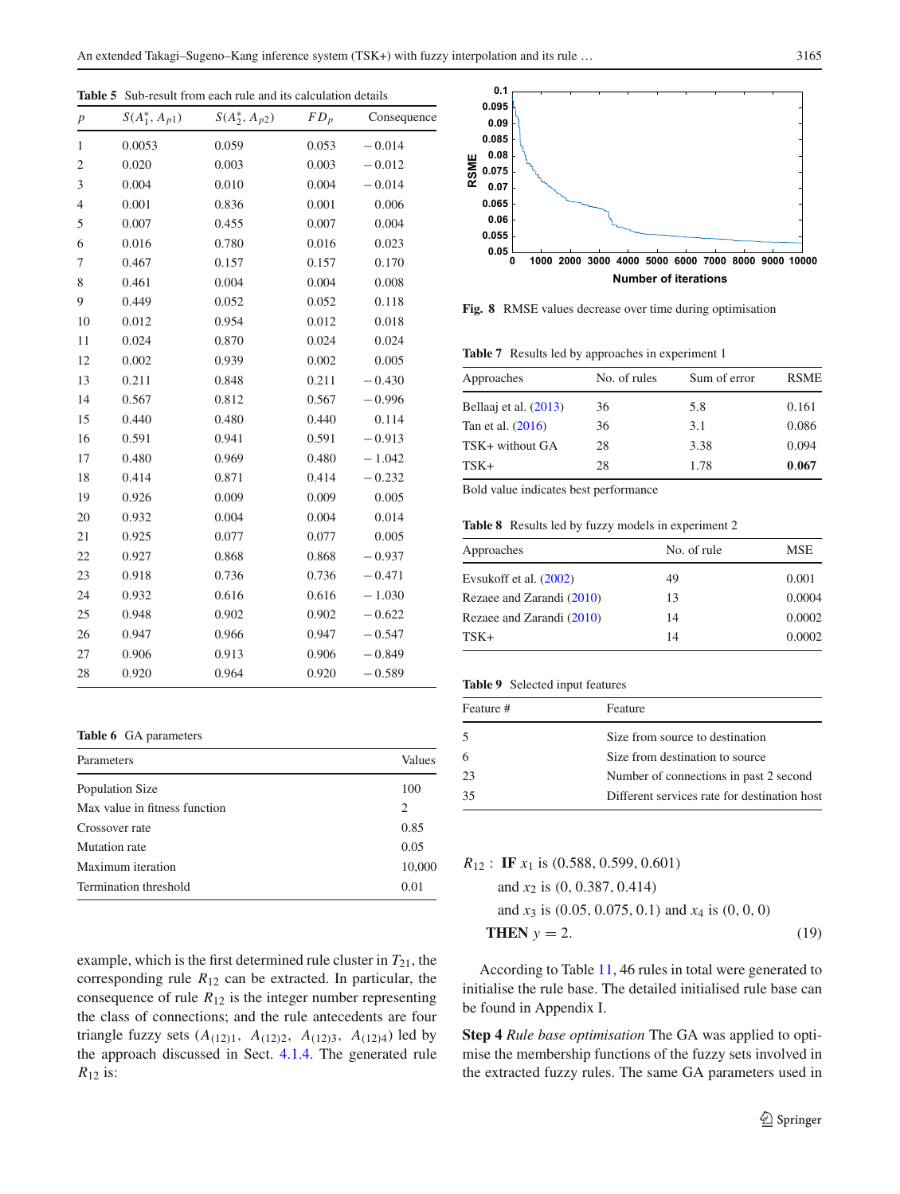**Table 5** Sub-result from each rule and its calculation details

| $p$ | $S(A_1^*, A_{p1})$ | $S(A_2^*, A_{p2})$ | $FD_p$ | Consequence |
|---|---|---|---|---|
| 1 | 0.0053 | 0.059 | 0.053 | − 0.014 |
| 2 | 0.020 | 0.003 | 0.003 | − 0.012 |
| 3 | 0.004 | 0.010 | 0.004 | − 0.014 |
| 4 | 0.001 | 0.836 | 0.001 | 0.006 |
| 5 | 0.007 | 0.455 | 0.007 | 0.004 |
| 6 | 0.016 | 0.780 | 0.016 | 0.023 |
| 7 | 0.467 | 0.157 | 0.157 | 0.170 |
| 8 | 0.461 | 0.004 | 0.004 | 0.008 |
| 9 | 0.449 | 0.052 | 0.052 | 0.118 |
| 10 | 0.012 | 0.954 | 0.012 | 0.018 |
| 11 | 0.024 | 0.870 | 0.024 | 0.024 |
| 12 | 0.002 | 0.939 | 0.002 | 0.005 |
| 13 | 0.211 | 0.848 | 0.211 | − 0.430 |
| 14 | 0.567 | 0.812 | 0.567 | − 0.996 |
| 15 | 0.440 | 0.480 | 0.440 | 0.114 |
| 16 | 0.591 | 0.941 | 0.591 | − 0.913 |
| 17 | 0.480 | 0.969 | 0.480 | − 1.042 |
| 18 | 0.414 | 0.871 | 0.414 | − 0.232 |
| 19 | 0.926 | 0.009 | 0.009 | 0.005 |
| 20 | 0.932 | 0.004 | 0.004 | 0.014 |
| 21 | 0.925 | 0.077 | 0.077 | 0.005 |
| 22 | 0.927 | 0.868 | 0.868 | − 0.937 |
| 23 | 0.918 | 0.736 | 0.736 | − 0.471 |
| 24 | 0.932 | 0.616 | 0.616 | − 1.030 |
| 25 | 0.948 | 0.902 | 0.902 | − 0.622 |
| 26 | 0.947 | 0.966 | 0.947 | − 0.547 |
| 27 | 0.906 | 0.913 | 0.906 | − 0.849 |
| 28 | 0.920 | 0.964 | 0.920 | − 0.589 |

**Table 6** GA parameters

| Parameters | Values |
|---|---|
| Population Size | 100 |
| Max value in fitness function | 2 |
| Crossover rate | 0.85 |
| Mutation rate | 0.05 |
| Maximum iteration | 10,000 |
| Termination threshold | 0.01 |

example, which is the first determined rule cluster in $T_{21}$, the corresponding rule $R_{12}$ can be extracted. In particular, the consequence of rule $R_{12}$ is the integer number representing the class of connections; and the rule antecedents are four triangle fuzzy sets ($A_{(12)1}$, $A_{(12)2}$, $A_{(12)3}$, $A_{(12)4}$) led by the approach discussed in Sect. 4.1.4. The generated rule $R_{12}$ is:

**Fig. 8** RMSE values decrease over time during optimisation

**Table 7** Results led by approaches in experiment 1

| Approaches | No. of rules | Sum of error | RSME |
|---|---|---|---|
| Bellaaj et al. (2013) | 36 | 5.8 | 0.161 |
| Tan et al. (2016) | 36 | 3.1 | 0.086 |
| TSK+ without GA | 28 | 3.38 | 0.094 |
| TSK+ | 28 | 1.78 | **0.067** |

Bold value indicates best performance

**Table 8** Results led by fuzzy models in experiment 2

| Approaches | No. of rule | MSE |
|---|---|---|
| Evsukoff et al. (2002) | 49 | 0.001 |
| Rezaee and Zarandi (2010) | 13 | 0.0004 |
| Rezaee and Zarandi (2010) | 14 | 0.0002 |
| TSK+ | 14 | 0.0002 |

**Table 9** Selected input features

| Feature # | Feature |
|---|---|
| 5 | Size from source to destination |
| 6 | Size from destination to source |
| 23 | Number of connections in past 2 second |
| 35 | Different services rate for destination host |

$$
\begin{aligned}
R_{12}: \ & \textbf{IF } x_1 \text{ is } (0.588, 0.599, 0.601) \\
& \text{and } x_2 \text{ is } (0, 0.387, 0.414) \\
& \text{and } x_3 \text{ is } (0.05, 0.075, 0.1) \text{ and } x_4 \text{ is } (0, 0, 0) \\
& \textbf{THEN } y = 2.
\end{aligned} \tag{19}
$$

According to Table 11, 46 rules in total were generated to initialise the rule base. The detailed initialised rule base can be found in Appendix I.

**Step 4** *Rule base optimisation* The GA was applied to optimise the membership functions of the fuzzy sets involved in the extracted fuzzy rules. The same GA parameters used in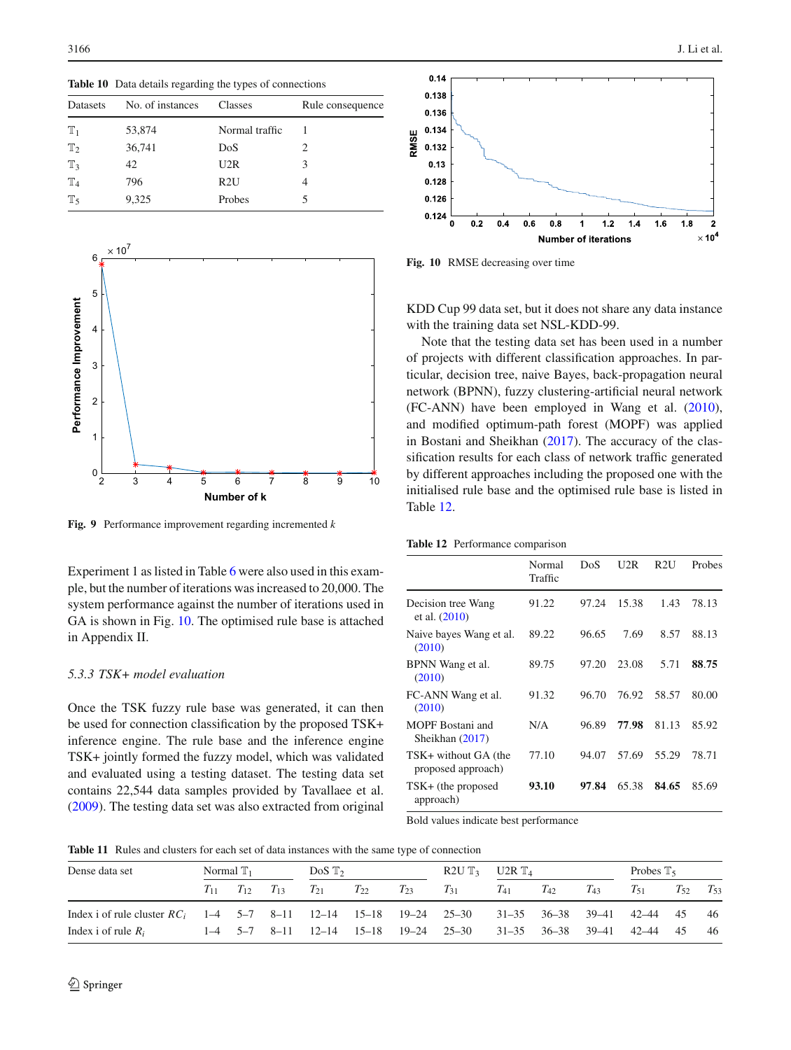**Table 10** Data details regarding the types of connections

| Datasets | No. of instances | Classes | Rule consequence |
|---|---|---|---|
| $\mathbb{T}_1$ | 53,874 | Normal traffic | 1 |
| $\mathbb{T}_2$ | 36,741 | DoS | 2 |
| $\mathbb{T}_3$ | 42 | U2R | 3 |
| $\mathbb{T}_4$ | 796 | R2U | 4 |
| $\mathbb{T}_5$ | 9,325 | Probes | 5 |

**Fig. 9** Performance improvement regarding incremented $k$

Experiment 1 as listed in Table 6 were also used in this example, but the number of iterations was increased to 20,000. The system performance against the number of iterations used in GA is shown in Fig. 10. The optimised rule base is attached in Appendix II.

*5.3.3 TSK+ model evaluation*

Once the TSK fuzzy rule base was generated, it can then be used for connection classification by the proposed TSK+ inference engine. The rule base and the inference engine TSK+ jointly formed the fuzzy model, which was validated and evaluated using a testing dataset. The testing data set contains 22,544 data samples provided by Tavallaee et al. (2009). The testing data set was also extracted from original KDD Cup 99 data set, but it does not share any data instance with the training data set NSL-KDD-99.

**Fig. 10** RMSE decreasing over time

Note that the testing data set has been used in a number of projects with different classification approaches. In particular, decision tree, naive Bayes, back-propagation neural network (BPNN), fuzzy clustering-artificial neural network (FC-ANN) have been employed in Wang et al. (2010), and modified optimum-path forest (MOPF) was applied in Bostani and Sheikhan (2017). The accuracy of the classification results for each class of network traffic generated by different approaches including the proposed one with the initialised rule base and the optimised rule base is listed in Table 12.

**Table 12** Performance comparison

| | Normal Traffic | DoS | U2R | R2U | Probes |
|---|---|---|---|---|---|
| Decision tree Wang et al. (2010) | 91.22 | 97.24 | 15.38 | 1.43 | 78.13 |
| Naive bayes Wang et al. (2010) | 89.22 | 96.65 | 7.69 | 8.57 | 88.13 |
| BPNN Wang et al. (2010) | 89.75 | 97.20 | 23.08 | 5.71 | **88.75** |
| FC-ANN Wang et al. (2010) | 91.32 | 96.70 | 76.92 | 58.57 | 80.00 |
| MOPF Bostani and Sheikhan (2017) | N/A | 96.89 | **77.98** | 81.13 | 85.92 |
| TSK+ without GA (the proposed approach) | 77.10 | 94.07 | 57.69 | 55.29 | 78.71 |
| TSK+ (the proposed approach) | **93.10** | **97.84** | 65.38 | **84.65** | 85.69 |

Bold values indicate best performance

**Table 11** Rules and clusters for each set of data instances with the same type of connection

| Dense data set | Normal $\mathbb{T}_1$ | | | DoS $\mathbb{T}_2$ | | | R2U $\mathbb{T}_3$ | U2R $\mathbb{T}_4$ | | | Probes $\mathbb{T}_5$ | | |
|---|---|---|---|---|---|---|---|---|---|---|---|---|---|
| | $T_{11}$ | $T_{12}$ | $T_{13}$ | $T_{21}$ | $T_{22}$ | $T_{23}$ | $T_{31}$ | $T_{41}$ | $T_{42}$ | $T_{43}$ | $T_{51}$ | $T_{52}$ | $T_{53}$ |
| Index i of rule cluster $RC_i$ | 1–4 | 5–7 | 8–11 | 12–14 | 15–18 | 19–24 | 25–30 | 31–35 | 36–38 | 39–41 | 42–44 | 45 | 46 |
| Index i of rule $R_i$ | 1–4 | 5–7 | 8–11 | 12–14 | 15–18 | 19–24 | 25–30 | 31–35 | 36–38 | 39–41 | 42–44 | 45 | 46 |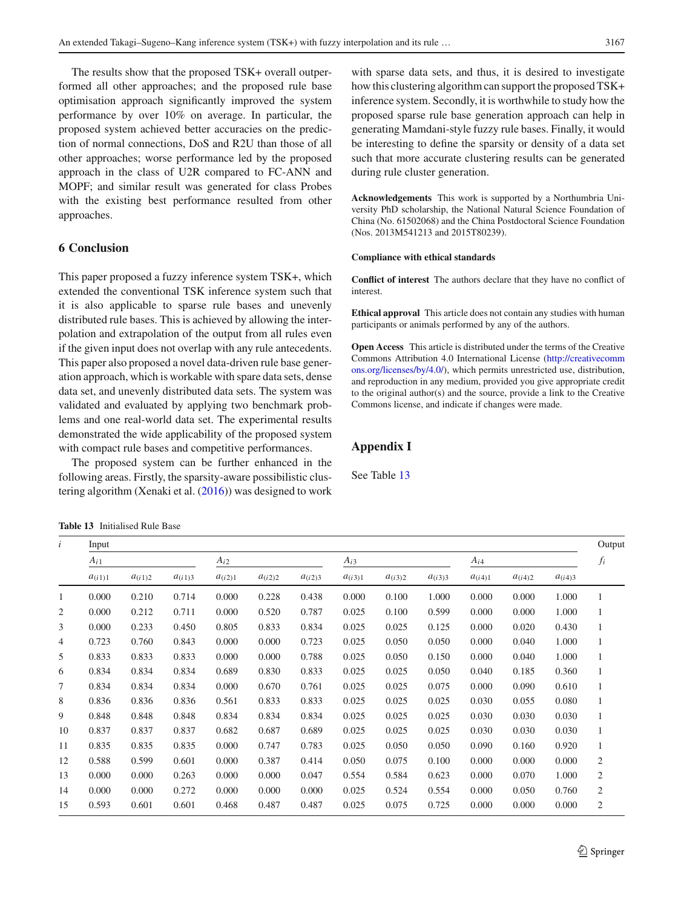The results show that the proposed TSK+ overall outperformed all other approaches; and the proposed rule base optimisation approach significantly improved the system performance by over 10% on average. In particular, the proposed system achieved better accuracies on the prediction of normal connections, DoS and R2U than those of all other approaches; worse performance led by the proposed approach in the class of U2R compared to FC-ANN and MOPF; and similar result was generated for class Probes with the existing best performance resulted from other approaches.

## 6 Conclusion

This paper proposed a fuzzy inference system TSK+, which extended the conventional TSK inference system such that it is also applicable to sparse rule bases and unevenly distributed rule bases. This is achieved by allowing the interpolation and extrapolation of the output from all rules even if the given input does not overlap with any rule antecedents. This paper also proposed a novel data-driven rule base generation approach, which is workable with spare data sets, dense data set, and unevenly distributed data sets. The system was validated and evaluated by applying two benchmark problems and one real-world data set. The experimental results demonstrated the wide applicability of the proposed system with compact rule bases and competitive performances.

The proposed system can be further enhanced in the following areas. Firstly, the sparsity-aware possibilistic clustering algorithm (Xenaki et al. (2016)) was designed to work with sparse data sets, and thus, it is desired to investigate how this clustering algorithm can support the proposed TSK+ inference system. Secondly, it is worthwhile to study how the proposed sparse rule base generation approach can help in generating Mamdani-style fuzzy rule bases. Finally, it would be interesting to define the sparsity or density of a data set such that more accurate clustering results can be generated during rule cluster generation.

**Acknowledgements** This work is supported by a Northumbria University PhD scholarship, the National Natural Science Foundation of China (No. 61502068) and the China Postdoctoral Science Foundation (Nos. 2013M541213 and 2015T80239).

**Compliance with ethical standards**

**Conflict of interest** The authors declare that they have no conflict of interest.

**Ethical approval** This article does not contain any studies with human participants or animals performed by any of the authors.

**Open Access** This article is distributed under the terms of the Creative Commons Attribution 4.0 International License (http://creativecommons.org/licenses/by/4.0/), which permits unrestricted use, distribution, and reproduction in any medium, provided you give appropriate credit to the original author(s) and the source, provide a link to the Creative Commons license, and indicate if changes were made.

## Appendix I

See Table 13

**Table 13** Initialised Rule Base

| $i$ | Input | | | | | | | | | | | | Output |
|---|---|---|---|---|---|---|---|---|---|---|---|---|---|
| | $A_{i1}$ | | | $A_{i2}$ | | | $A_{i3}$ | | | $A_{i4}$ | | | $f_i$ |
| | $a_{(i1)1}$ | $a_{(i1)2}$ | $a_{(i1)3}$ | $a_{(i2)1}$ | $a_{(i2)2}$ | $a_{(i2)3}$ | $a_{(i3)1}$ | $a_{(i3)2}$ | $a_{(i3)3}$ | $a_{(i4)1}$ | $a_{(i4)2}$ | $a_{(i4)3}$ | |
| 1 | 0.000 | 0.210 | 0.714 | 0.000 | 0.228 | 0.438 | 0.000 | 0.100 | 1.000 | 0.000 | 0.000 | 1.000 | 1 |
| 2 | 0.000 | 0.212 | 0.711 | 0.000 | 0.520 | 0.787 | 0.025 | 0.100 | 0.599 | 0.000 | 0.000 | 1.000 | 1 |
| 3 | 0.000 | 0.233 | 0.450 | 0.805 | 0.833 | 0.834 | 0.025 | 0.025 | 0.125 | 0.000 | 0.020 | 0.430 | 1 |
| 4 | 0.723 | 0.760 | 0.843 | 0.000 | 0.000 | 0.723 | 0.025 | 0.050 | 0.050 | 0.000 | 0.040 | 1.000 | 1 |
| 5 | 0.833 | 0.833 | 0.833 | 0.000 | 0.000 | 0.788 | 0.025 | 0.050 | 0.150 | 0.000 | 0.040 | 1.000 | 1 |
| 6 | 0.834 | 0.834 | 0.834 | 0.689 | 0.830 | 0.833 | 0.025 | 0.025 | 0.050 | 0.040 | 0.185 | 0.360 | 1 |
| 7 | 0.834 | 0.834 | 0.834 | 0.000 | 0.670 | 0.761 | 0.025 | 0.025 | 0.075 | 0.000 | 0.090 | 0.610 | 1 |
| 8 | 0.836 | 0.836 | 0.836 | 0.561 | 0.833 | 0.833 | 0.025 | 0.025 | 0.025 | 0.030 | 0.055 | 0.080 | 1 |
| 9 | 0.848 | 0.848 | 0.848 | 0.834 | 0.834 | 0.834 | 0.025 | 0.025 | 0.025 | 0.030 | 0.030 | 0.030 | 1 |
| 10 | 0.837 | 0.837 | 0.837 | 0.682 | 0.687 | 0.689 | 0.025 | 0.025 | 0.025 | 0.030 | 0.030 | 0.030 | 1 |
| 11 | 0.835 | 0.835 | 0.835 | 0.000 | 0.747 | 0.783 | 0.025 | 0.050 | 0.050 | 0.090 | 0.160 | 0.920 | 1 |
| 12 | 0.588 | 0.599 | 0.601 | 0.000 | 0.387 | 0.414 | 0.050 | 0.075 | 0.100 | 0.000 | 0.000 | 0.000 | 2 |
| 13 | 0.000 | 0.000 | 0.263 | 0.000 | 0.000 | 0.047 | 0.554 | 0.584 | 0.623 | 0.000 | 0.070 | 1.000 | 2 |
| 14 | 0.000 | 0.000 | 0.272 | 0.000 | 0.000 | 0.000 | 0.025 | 0.524 | 0.554 | 0.000 | 0.050 | 0.760 | 2 |
| 15 | 0.593 | 0.601 | 0.601 | 0.468 | 0.487 | 0.487 | 0.025 | 0.075 | 0.725 | 0.000 | 0.000 | 0.000 | 2 |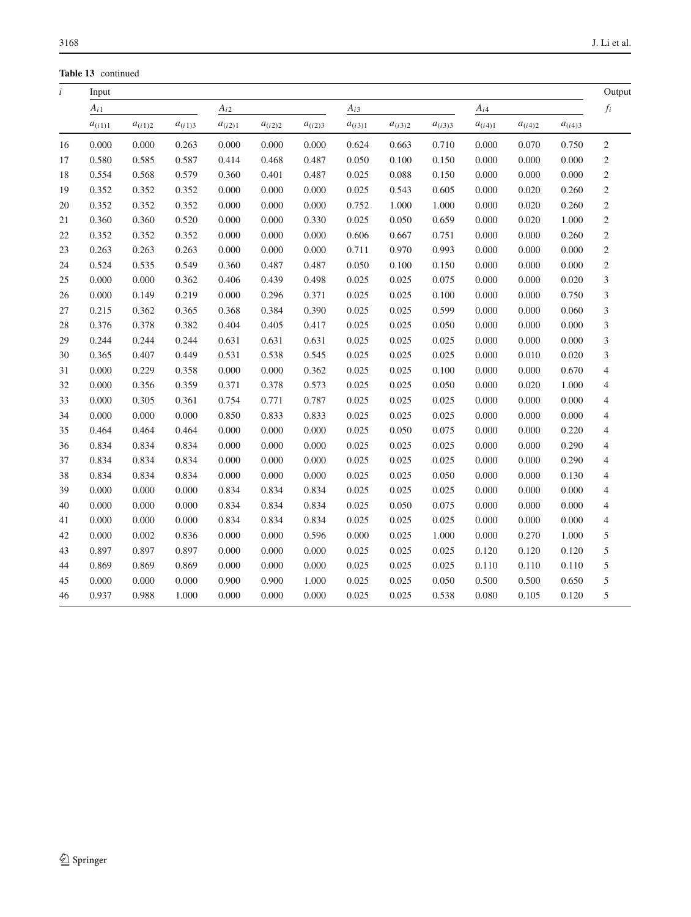**Table 13** continued

| $i$ | Input | | | | | | | | | | | | Output |
|---|---|---|---|---|---|---|---|---|---|---|---|---|---|
| | $A_{i1}$ | | | $A_{i2}$ | | | $A_{i3}$ | | | $A_{i4}$ | | | $f_i$ |
| | $a_{(i1)1}$ | $a_{(i1)2}$ | $a_{(i1)3}$ | $a_{(i2)1}$ | $a_{(i2)2}$ | $a_{(i2)3}$ | $a_{(i3)1}$ | $a_{(i3)2}$ | $a_{(i3)3}$ | $a_{(i4)1}$ | $a_{(i4)2}$ | $a_{(i4)3}$ | |
| 16 | 0.000 | 0.000 | 0.263 | 0.000 | 0.000 | 0.000 | 0.624 | 0.663 | 0.710 | 0.000 | 0.070 | 0.750 | 2 |
| 17 | 0.580 | 0.585 | 0.587 | 0.414 | 0.468 | 0.487 | 0.050 | 0.100 | 0.150 | 0.000 | 0.000 | 0.000 | 2 |
| 18 | 0.554 | 0.568 | 0.579 | 0.360 | 0.401 | 0.487 | 0.025 | 0.088 | 0.150 | 0.000 | 0.000 | 0.000 | 2 |
| 19 | 0.352 | 0.352 | 0.352 | 0.000 | 0.000 | 0.000 | 0.025 | 0.543 | 0.605 | 0.000 | 0.020 | 0.260 | 2 |
| 20 | 0.352 | 0.352 | 0.352 | 0.000 | 0.000 | 0.000 | 0.752 | 1.000 | 1.000 | 0.000 | 0.020 | 0.260 | 2 |
| 21 | 0.360 | 0.360 | 0.520 | 0.000 | 0.000 | 0.330 | 0.025 | 0.050 | 0.659 | 0.000 | 0.020 | 1.000 | 2 |
| 22 | 0.352 | 0.352 | 0.352 | 0.000 | 0.000 | 0.000 | 0.606 | 0.667 | 0.751 | 0.000 | 0.000 | 0.260 | 2 |
| 23 | 0.263 | 0.263 | 0.263 | 0.000 | 0.000 | 0.000 | 0.711 | 0.970 | 0.993 | 0.000 | 0.000 | 0.000 | 2 |
| 24 | 0.524 | 0.535 | 0.549 | 0.360 | 0.487 | 0.487 | 0.050 | 0.100 | 0.150 | 0.000 | 0.000 | 0.000 | 2 |
| 25 | 0.000 | 0.000 | 0.362 | 0.406 | 0.439 | 0.498 | 0.025 | 0.025 | 0.075 | 0.000 | 0.000 | 0.020 | 3 |
| 26 | 0.000 | 0.149 | 0.219 | 0.000 | 0.296 | 0.371 | 0.025 | 0.025 | 0.100 | 0.000 | 0.000 | 0.750 | 3 |
| 27 | 0.215 | 0.362 | 0.365 | 0.368 | 0.384 | 0.390 | 0.025 | 0.025 | 0.599 | 0.000 | 0.000 | 0.060 | 3 |
| 28 | 0.376 | 0.378 | 0.382 | 0.404 | 0.405 | 0.417 | 0.025 | 0.025 | 0.050 | 0.000 | 0.000 | 0.000 | 3 |
| 29 | 0.244 | 0.244 | 0.244 | 0.631 | 0.631 | 0.631 | 0.025 | 0.025 | 0.025 | 0.000 | 0.000 | 0.000 | 3 |
| 30 | 0.365 | 0.407 | 0.449 | 0.531 | 0.538 | 0.545 | 0.025 | 0.025 | 0.025 | 0.000 | 0.010 | 0.020 | 3 |
| 31 | 0.000 | 0.229 | 0.358 | 0.000 | 0.000 | 0.362 | 0.025 | 0.025 | 0.100 | 0.000 | 0.000 | 0.670 | 4 |
| 32 | 0.000 | 0.356 | 0.359 | 0.371 | 0.378 | 0.573 | 0.025 | 0.025 | 0.050 | 0.000 | 0.020 | 1.000 | 4 |
| 33 | 0.000 | 0.305 | 0.361 | 0.754 | 0.771 | 0.787 | 0.025 | 0.025 | 0.025 | 0.000 | 0.000 | 0.000 | 4 |
| 34 | 0.000 | 0.000 | 0.000 | 0.850 | 0.833 | 0.833 | 0.025 | 0.025 | 0.025 | 0.000 | 0.000 | 0.000 | 4 |
| 35 | 0.464 | 0.464 | 0.464 | 0.000 | 0.000 | 0.000 | 0.025 | 0.050 | 0.075 | 0.000 | 0.000 | 0.220 | 4 |
| 36 | 0.834 | 0.834 | 0.834 | 0.000 | 0.000 | 0.000 | 0.025 | 0.025 | 0.025 | 0.000 | 0.000 | 0.290 | 4 |
| 37 | 0.834 | 0.834 | 0.834 | 0.000 | 0.000 | 0.000 | 0.025 | 0.025 | 0.025 | 0.000 | 0.000 | 0.290 | 4 |
| 38 | 0.834 | 0.834 | 0.834 | 0.000 | 0.000 | 0.000 | 0.025 | 0.025 | 0.050 | 0.000 | 0.000 | 0.130 | 4 |
| 39 | 0.000 | 0.000 | 0.000 | 0.834 | 0.834 | 0.834 | 0.025 | 0.025 | 0.025 | 0.000 | 0.000 | 0.000 | 4 |
| 40 | 0.000 | 0.000 | 0.000 | 0.834 | 0.834 | 0.834 | 0.025 | 0.050 | 0.075 | 0.000 | 0.000 | 0.000 | 4 |
| 41 | 0.000 | 0.000 | 0.000 | 0.834 | 0.834 | 0.834 | 0.025 | 0.025 | 0.025 | 0.000 | 0.000 | 0.000 | 4 |
| 42 | 0.000 | 0.002 | 0.836 | 0.000 | 0.000 | 0.596 | 0.000 | 0.025 | 1.000 | 0.000 | 0.270 | 1.000 | 5 |
| 43 | 0.897 | 0.897 | 0.897 | 0.000 | 0.000 | 0.000 | 0.025 | 0.025 | 0.025 | 0.120 | 0.120 | 0.120 | 5 |
| 44 | 0.869 | 0.869 | 0.869 | 0.000 | 0.000 | 0.000 | 0.025 | 0.025 | 0.025 | 0.110 | 0.110 | 0.110 | 5 |
| 45 | 0.000 | 0.000 | 0.000 | 0.900 | 0.900 | 1.000 | 0.025 | 0.025 | 0.050 | 0.500 | 0.500 | 0.650 | 5 |
| 46 | 0.937 | 0.988 | 1.000 | 0.000 | 0.000 | 0.000 | 0.025 | 0.025 | 0.538 | 0.080 | 0.105 | 0.120 | 5 |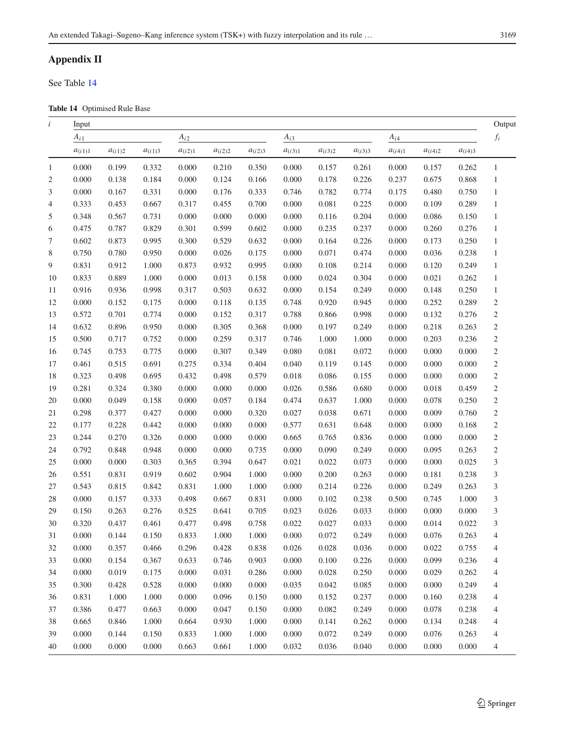## Appendix II

See Table 14

**Table 14** Optimised Rule Base

| $i$ | Input | | | | | | | | | | | | Output |
|---|---|---|---|---|---|---|---|---|---|---|---|---|---|
| | $A_{i1}$ | | | $A_{i2}$ | | | $A_{i3}$ | | | $A_{i4}$ | | | $f_i$ |
| | $a_{(i1)1}$ | $a_{(i1)2}$ | $a_{(i1)3}$ | $a_{(i2)1}$ | $a_{(i2)2}$ | $a_{(i2)3}$ | $a_{(i3)1}$ | $a_{(i3)2}$ | $a_{(i3)3}$ | $a_{(i4)1}$ | $a_{(i4)2}$ | $a_{(i4)3}$ | |
| 1 | 0.000 | 0.199 | 0.332 | 0.000 | 0.210 | 0.350 | 0.000 | 0.157 | 0.261 | 0.000 | 0.157 | 0.262 | 1 |
| 2 | 0.000 | 0.138 | 0.184 | 0.000 | 0.124 | 0.166 | 0.000 | 0.178 | 0.226 | 0.237 | 0.675 | 0.868 | 1 |
| 3 | 0.000 | 0.167 | 0.331 | 0.000 | 0.176 | 0.333 | 0.746 | 0.782 | 0.774 | 0.175 | 0.480 | 0.750 | 1 |
| 4 | 0.333 | 0.453 | 0.667 | 0.317 | 0.455 | 0.700 | 0.000 | 0.081 | 0.225 | 0.000 | 0.109 | 0.289 | 1 |
| 5 | 0.348 | 0.567 | 0.731 | 0.000 | 0.000 | 0.000 | 0.000 | 0.116 | 0.204 | 0.000 | 0.086 | 0.150 | 1 |
| 6 | 0.475 | 0.787 | 0.829 | 0.301 | 0.599 | 0.602 | 0.000 | 0.235 | 0.237 | 0.000 | 0.260 | 0.276 | 1 |
| 7 | 0.602 | 0.873 | 0.995 | 0.300 | 0.529 | 0.632 | 0.000 | 0.164 | 0.226 | 0.000 | 0.173 | 0.250 | 1 |
| 8 | 0.750 | 0.780 | 0.950 | 0.000 | 0.026 | 0.175 | 0.000 | 0.071 | 0.474 | 0.000 | 0.036 | 0.238 | 1 |
| 9 | 0.831 | 0.912 | 1.000 | 0.873 | 0.932 | 0.995 | 0.000 | 0.108 | 0.214 | 0.000 | 0.120 | 0.249 | 1 |
| 10 | 0.833 | 0.889 | 1.000 | 0.000 | 0.013 | 0.158 | 0.000 | 0.024 | 0.304 | 0.000 | 0.021 | 0.262 | 1 |
| 11 | 0.916 | 0.936 | 0.998 | 0.317 | 0.503 | 0.632 | 0.000 | 0.154 | 0.249 | 0.000 | 0.148 | 0.250 | 1 |
| 12 | 0.000 | 0.152 | 0.175 | 0.000 | 0.118 | 0.135 | 0.748 | 0.920 | 0.945 | 0.000 | 0.252 | 0.289 | 2 |
| 13 | 0.572 | 0.701 | 0.774 | 0.000 | 0.152 | 0.317 | 0.788 | 0.866 | 0.998 | 0.000 | 0.132 | 0.276 | 2 |
| 14 | 0.632 | 0.896 | 0.950 | 0.000 | 0.305 | 0.368 | 0.000 | 0.197 | 0.249 | 0.000 | 0.218 | 0.263 | 2 |
| 15 | 0.500 | 0.717 | 0.752 | 0.000 | 0.259 | 0.317 | 0.746 | 1.000 | 1.000 | 0.000 | 0.203 | 0.236 | 2 |
| 16 | 0.745 | 0.753 | 0.775 | 0.000 | 0.307 | 0.349 | 0.080 | 0.081 | 0.072 | 0.000 | 0.000 | 0.000 | 2 |
| 17 | 0.461 | 0.515 | 0.691 | 0.275 | 0.334 | 0.404 | 0.040 | 0.119 | 0.145 | 0.000 | 0.000 | 0.000 | 2 |
| 18 | 0.323 | 0.498 | 0.695 | 0.432 | 0.498 | 0.579 | 0.018 | 0.086 | 0.155 | 0.000 | 0.000 | 0.000 | 2 |
| 19 | 0.281 | 0.324 | 0.380 | 0.000 | 0.000 | 0.000 | 0.026 | 0.586 | 0.680 | 0.000 | 0.018 | 0.459 | 2 |
| 20 | 0.000 | 0.049 | 0.158 | 0.000 | 0.057 | 0.184 | 0.474 | 0.637 | 1.000 | 0.000 | 0.078 | 0.250 | 2 |
| 21 | 0.298 | 0.377 | 0.427 | 0.000 | 0.000 | 0.320 | 0.027 | 0.038 | 0.671 | 0.000 | 0.009 | 0.760 | 2 |
| 22 | 0.177 | 0.228 | 0.442 | 0.000 | 0.000 | 0.000 | 0.577 | 0.631 | 0.648 | 0.000 | 0.000 | 0.168 | 2 |
| 23 | 0.244 | 0.270 | 0.326 | 0.000 | 0.000 | 0.000 | 0.665 | 0.765 | 0.836 | 0.000 | 0.000 | 0.000 | 2 |
| 24 | 0.792 | 0.848 | 0.948 | 0.000 | 0.000 | 0.735 | 0.000 | 0.090 | 0.249 | 0.000 | 0.095 | 0.263 | 2 |
| 25 | 0.000 | 0.000 | 0.303 | 0.365 | 0.394 | 0.647 | 0.021 | 0.022 | 0.073 | 0.000 | 0.000 | 0.025 | 3 |
| 26 | 0.551 | 0.831 | 0.919 | 0.602 | 0.904 | 1.000 | 0.000 | 0.200 | 0.263 | 0.000 | 0.181 | 0.238 | 3 |
| 27 | 0.543 | 0.815 | 0.842 | 0.831 | 1.000 | 1.000 | 0.000 | 0.214 | 0.226 | 0.000 | 0.249 | 0.263 | 3 |
| 28 | 0.000 | 0.157 | 0.333 | 0.498 | 0.667 | 0.831 | 0.000 | 0.102 | 0.238 | 0.500 | 0.745 | 1.000 | 3 |
| 29 | 0.150 | 0.263 | 0.276 | 0.525 | 0.641 | 0.705 | 0.023 | 0.026 | 0.033 | 0.000 | 0.000 | 0.000 | 3 |
| 30 | 0.320 | 0.437 | 0.461 | 0.477 | 0.498 | 0.758 | 0.022 | 0.027 | 0.033 | 0.000 | 0.014 | 0.022 | 3 |
| 31 | 0.000 | 0.144 | 0.150 | 0.833 | 1.000 | 1.000 | 0.000 | 0.072 | 0.249 | 0.000 | 0.076 | 0.263 | 4 |
| 32 | 0.000 | 0.357 | 0.466 | 0.296 | 0.428 | 0.838 | 0.026 | 0.028 | 0.036 | 0.000 | 0.022 | 0.755 | 4 |
| 33 | 0.000 | 0.154 | 0.367 | 0.633 | 0.746 | 0.903 | 0.000 | 0.100 | 0.226 | 0.000 | 0.099 | 0.236 | 4 |
| 34 | 0.000 | 0.019 | 0.175 | 0.000 | 0.031 | 0.286 | 0.000 | 0.028 | 0.250 | 0.000 | 0.029 | 0.262 | 4 |
| 35 | 0.300 | 0.428 | 0.528 | 0.000 | 0.000 | 0.000 | 0.035 | 0.042 | 0.085 | 0.000 | 0.000 | 0.249 | 4 |
| 36 | 0.831 | 1.000 | 1.000 | 0.000 | 0.096 | 0.150 | 0.000 | 0.152 | 0.237 | 0.000 | 0.160 | 0.238 | 4 |
| 37 | 0.386 | 0.477 | 0.663 | 0.000 | 0.047 | 0.150 | 0.000 | 0.082 | 0.249 | 0.000 | 0.078 | 0.238 | 4 |
| 38 | 0.665 | 0.846 | 1.000 | 0.664 | 0.930 | 1.000 | 0.000 | 0.141 | 0.262 | 0.000 | 0.134 | 0.248 | 4 |
| 39 | 0.000 | 0.144 | 0.150 | 0.833 | 1.000 | 1.000 | 0.000 | 0.072 | 0.249 | 0.000 | 0.076 | 0.263 | 4 |
| 40 | 0.000 | 0.000 | 0.000 | 0.663 | 0.661 | 1.000 | 0.032 | 0.036 | 0.040 | 0.000 | 0.000 | 0.000 | 4 |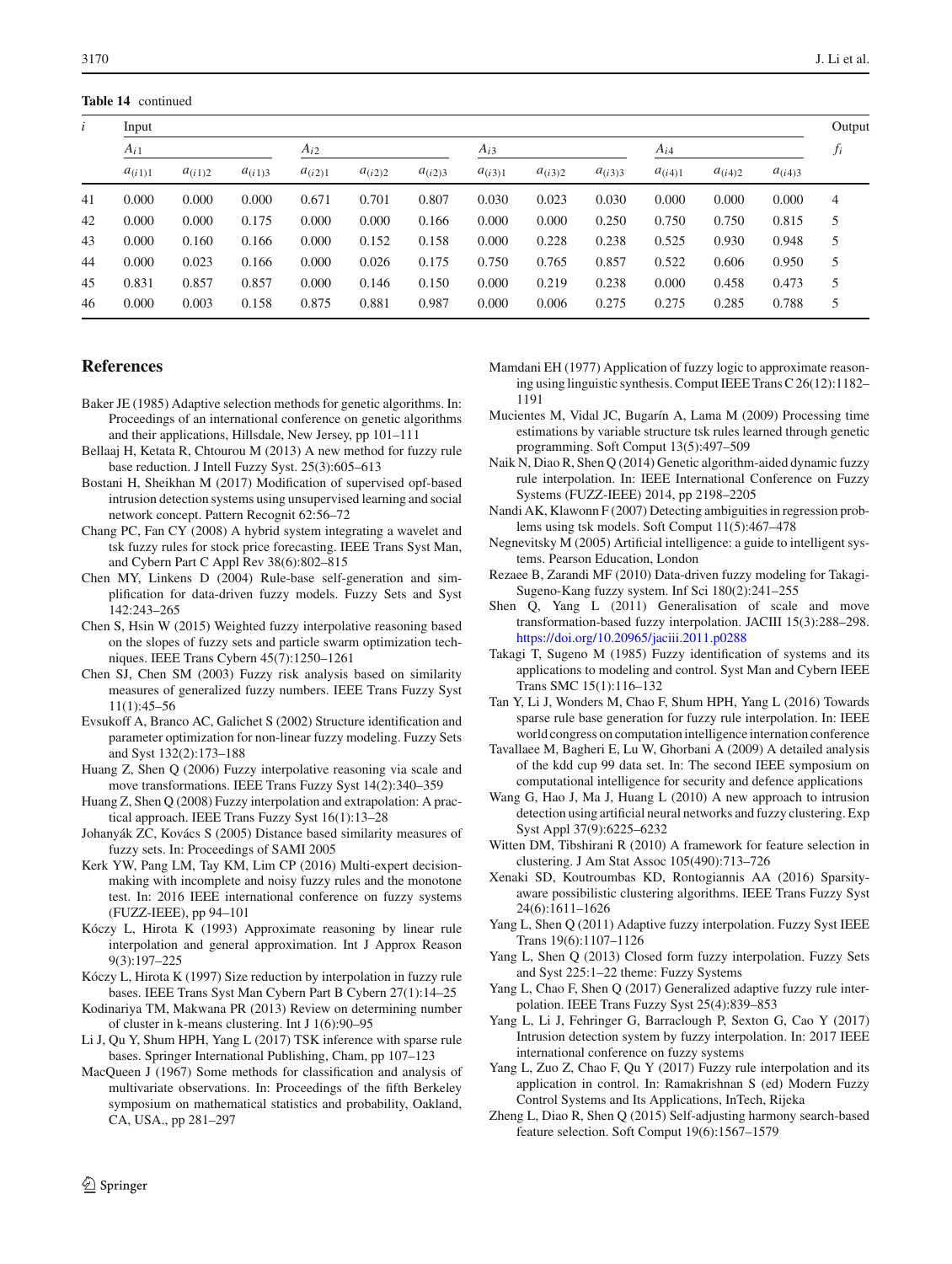**Table 14** continued

| $i$ | Input | | | | | | | | | | | | Output |
|---|---|---|---|---|---|---|---|---|---|---|---|---|---|
| | $A_{i1}$ | | | $A_{i2}$ | | | $A_{i3}$ | | | $A_{i4}$ | | | $f_i$ |
| | $a_{(i1)1}$ | $a_{(i1)2}$ | $a_{(i1)3}$ | $a_{(i2)1}$ | $a_{(i2)2}$ | $a_{(i2)3}$ | $a_{(i3)1}$ | $a_{(i3)2}$ | $a_{(i3)3}$ | $a_{(i4)1}$ | $a_{(i4)2}$ | $a_{(i4)3}$ | |
| 41 | 0.000 | 0.000 | 0.000 | 0.671 | 0.701 | 0.807 | 0.030 | 0.023 | 0.030 | 0.000 | 0.000 | 0.000 | 4 |
| 42 | 0.000 | 0.000 | 0.175 | 0.000 | 0.000 | 0.166 | 0.000 | 0.000 | 0.250 | 0.750 | 0.750 | 0.815 | 5 |
| 43 | 0.000 | 0.160 | 0.166 | 0.000 | 0.152 | 0.158 | 0.000 | 0.228 | 0.238 | 0.525 | 0.930 | 0.948 | 5 |
| 44 | 0.000 | 0.023 | 0.166 | 0.000 | 0.026 | 0.175 | 0.750 | 0.765 | 0.857 | 0.522 | 0.606 | 0.950 | 5 |
| 45 | 0.831 | 0.857 | 0.857 | 0.000 | 0.146 | 0.150 | 0.000 | 0.219 | 0.238 | 0.000 | 0.458 | 0.473 | 5 |
| 46 | 0.000 | 0.003 | 0.158 | 0.875 | 0.881 | 0.987 | 0.000 | 0.006 | 0.275 | 0.275 | 0.285 | 0.788 | 5 |

## References

Baker JE (1985) Adaptive selection methods for genetic algorithms. In: Proceedings of an international conference on genetic algorithms and their applications, Hillsdale, New Jersey, pp 101–111

Bellaaj H, Ketata R, Chtourou M (2013) A new method for fuzzy rule base reduction. J Intell Fuzzy Syst. 25(3):605–613

Bostani H, Sheikhan M (2017) Modification of supervised opf-based intrusion detection systems using unsupervised learning and social network concept. Pattern Recognit 62:56–72

Chang PC, Fan CY (2008) A hybrid system integrating a wavelet and tsk fuzzy rules for stock price forecasting. IEEE Trans Syst Man, and Cybern Part C Appl Rev 38(6):802–815

Chen MY, Linkens D (2004) Rule-base self-generation and simplification for data-driven fuzzy models. Fuzzy Sets and Syst 142:243–265

Chen S, Hsin W (2015) Weighted fuzzy interpolative reasoning based on the slopes of fuzzy sets and particle swarm optimization techniques. IEEE Trans Cybern 45(7):1250–1261

Chen SJ, Chen SM (2003) Fuzzy risk analysis based on similarity measures of generalized fuzzy numbers. IEEE Trans Fuzzy Syst 11(1):45–56

Evsukoff A, Branco AC, Galichet S (2002) Structure identification and parameter optimization for non-linear fuzzy modeling. Fuzzy Sets and Syst 132(2):173–188

Huang Z, Shen Q (2006) Fuzzy interpolative reasoning via scale and move transformations. IEEE Trans Fuzzy Syst 14(2):340–359

Huang Z, Shen Q (2008) Fuzzy interpolation and extrapolation: A practical approach. IEEE Trans Fuzzy Syst 16(1):13–28

Johanyák ZC, Kovács S (2005) Distance based similarity measures of fuzzy sets. In: Proceedings of SAMI 2005

Kerk YW, Pang LM, Tay KM, Lim CP (2016) Multi-expert decision-making with incomplete and noisy fuzzy rules and the monotone test. In: 2016 IEEE international conference on fuzzy systems (FUZZ-IEEE), pp 94–101

Kóczy L, Hirota K (1993) Approximate reasoning by linear rule interpolation and general approximation. Int J Approx Reason 9(3):197–225

Kóczy L, Hirota K (1997) Size reduction by interpolation in fuzzy rule bases. IEEE Trans Syst Man Cybern Part B Cybern 27(1):14–25

Kodinariya TM, Makwana PR (2013) Review on determining number of cluster in k-means clustering. Int J 1(6):90–95

Li J, Qu Y, Shum HPH, Yang L (2017) TSK inference with sparse rule bases. Springer International Publishing, Cham, pp 107–123

MacQueen J (1967) Some methods for classification and analysis of multivariate observations. In: Proceedings of the fifth Berkeley symposium on mathematical statistics and probability, Oakland, CA, USA., pp 281–297

Mamdani EH (1977) Application of fuzzy logic to approximate reasoning using linguistic synthesis. Comput IEEE Trans C 26(12):1182–1191

Mucientes M, Vidal JC, Bugarín A, Lama M (2009) Processing time estimations by variable structure tsk rules learned through genetic programming. Soft Comput 13(5):497–509

Naik N, Diao R, Shen Q (2014) Genetic algorithm-aided dynamic fuzzy rule interpolation. In: IEEE International Conference on Fuzzy Systems (FUZZ-IEEE) 2014, pp 2198–2205

Nandi AK, Klawonn F (2007) Detecting ambiguities in regression problems using tsk models. Soft Comput 11(5):467–478

Negnevitsky M (2005) Artificial intelligence: a guide to intelligent systems. Pearson Education, London

Rezaee B, Zarandi MF (2010) Data-driven fuzzy modeling for Takagi-Sugeno-Kang fuzzy system. Inf Sci 180(2):241–255

Shen Q, Yang L (2011) Generalisation of scale and move transformation-based fuzzy interpolation. JACIII 15(3):288–298. https://doi.org/10.20965/jaciii.2011.p0288

Takagi T, Sugeno M (1985) Fuzzy identification of systems and its applications to modeling and control. Syst Man and Cybern IEEE Trans SMC 15(1):116–132

Tan Y, Li J, Wonders M, Chao F, Shum HPH, Yang L (2016) Towards sparse rule base generation for fuzzy rule interpolation. In: IEEE world congress on computation intelligence internation conference

Tavallaee M, Bagheri E, Lu W, Ghorbani A (2009) A detailed analysis of the kdd cup 99 data set. In: The second IEEE symposium on computational intelligence for security and defence applications

Wang G, Hao J, Ma J, Huang L (2010) A new approach to intrusion detection using artificial neural networks and fuzzy clustering. Exp Syst Appl 37(9):6225–6232

Witten DM, Tibshirani R (2010) A framework for feature selection in clustering. J Am Stat Assoc 105(490):713–726

Xenaki SD, Koutroumbas KD, Rontogiannis AA (2016) Sparsity-aware possibilistic clustering algorithms. IEEE Trans Fuzzy Syst 24(6):1611–1626

Yang L, Shen Q (2011) Adaptive fuzzy interpolation. Fuzzy Syst IEEE Trans 19(6):1107–1126

Yang L, Shen Q (2013) Closed form fuzzy interpolation. Fuzzy Sets and Syst 225:1–22 theme: Fuzzy Systems

Yang L, Chao F, Shen Q (2017) Generalized adaptive fuzzy rule interpolation. IEEE Trans Fuzzy Syst 25(4):839–853

Yang L, Li J, Fehringer G, Barraclough P, Sexton G, Cao Y (2017) Intrusion detection system by fuzzy interpolation. In: 2017 IEEE international conference on fuzzy systems

Yang L, Zuo Z, Chao F, Qu Y (2017) Fuzzy rule interpolation and its application in control. In: Ramakrishnan S (ed) Modern Fuzzy Control Systems and Its Applications, InTech, Rijeka

Zheng L, Diao R, Shen Q (2015) Self-adjusting harmony search-based feature selection. Soft Comput 19(6):1567–1579